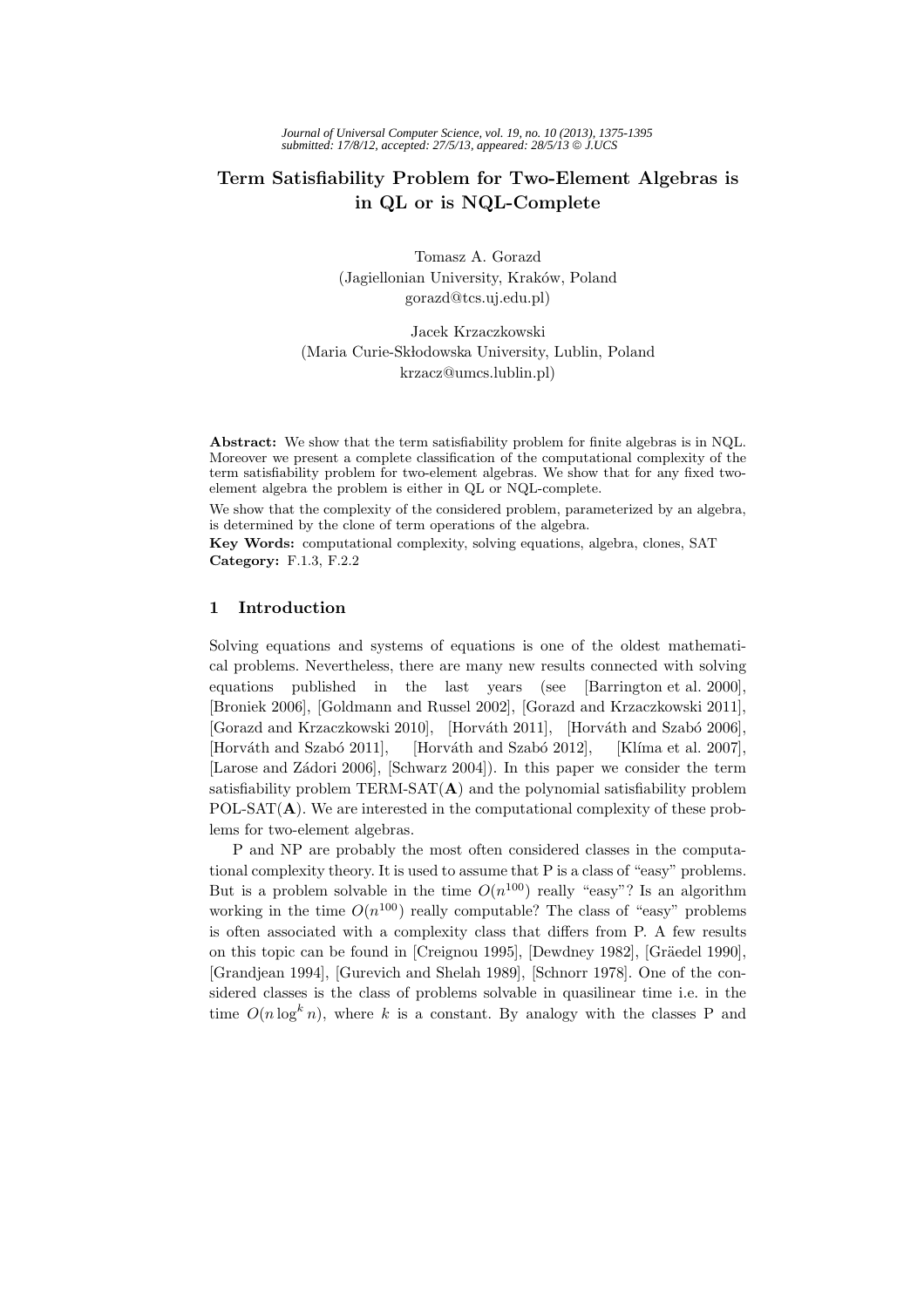# Term Satisfiability Problem for Two-Element Algebras is in QL or is NQL-Complete

Tomasz A. Gorazd
(Jagiellonian University, Kraków, Poland
gorazd@tcs.uj.edu.pl)

Jacek Krzaczkowski
(Maria Curie-Skłodowska University, Lublin, Poland
krzacz@umcs.lublin.pl)

**Abstract:** We show that the term satisfiability problem for finite algebras is in NQL. Moreover we present a complete classification of the computational complexity of the term satisfiability problem for two-element algebras. We show that for any fixed two-element algebra the problem is either in QL or NQL-complete.

We show that the complexity of the considered problem, parameterized by an algebra, is determined by the clone of term operations of the algebra.

**Key Words:** computational complexity, solving equations, algebra, clones, SAT
**Category:** F.1.3, F.2.2

## 1 Introduction

Solving equations and systems of equations is one of the oldest mathematical problems. Nevertheless, there are many new results connected with solving equations published in the last years (see [Barrington et al. 2000], [Broniek 2006], [Goldmann and Russel 2002], [Gorazd and Krzaczkowski 2011], [Gorazd and Krzaczkowski 2010], [Horváth 2011], [Horváth and Szabó 2006], [Horváth and Szabó 2011], [Horváth and Szabó 2012], [Klíma et al. 2007], [Larose and Zádori 2006], [Schwarz 2004]). In this paper we consider the term satisfiability problem TERM-SAT(**A**) and the polynomial satisfiability problem POL-SAT(**A**). We are interested in the computational complexity of these problems for two-element algebras.

P and NP are probably the most often considered classes in the computational complexity theory. It is used to assume that P is a class of "easy" problems. But is a problem solvable in the time $O(n^{100})$ really "easy"? Is an algorithm working in the time $O(n^{100})$ really computable? The class of "easy" problems is often associated with a complexity class that differs from P. A few results on this topic can be found in [Creignou 1995], [Dewdney 1982], [Gräedel 1990], [Grandjean 1994], [Gurevich and Shelah 1989], [Schnorr 1978]. One of the considered classes is the class of problems solvable in quasilinear time i.e. in the time $O(n \log^k n)$, where $k$ is a constant. By analogy with the classes P and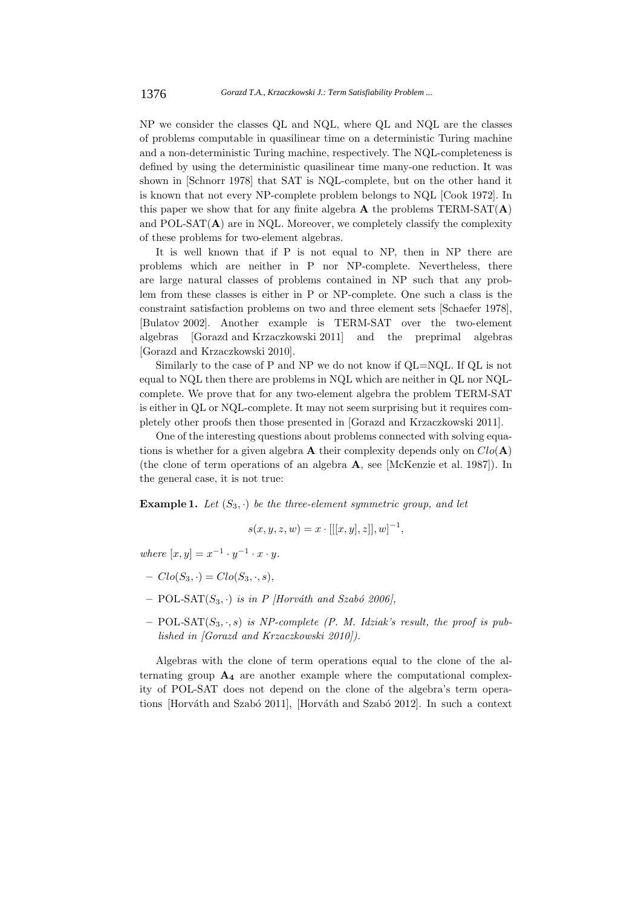NP we consider the classes QL and NQL, where QL and NQL are the classes of problems computable in quasilinear time on a deterministic Turing machine and a non-deterministic Turing machine, respectively. The NQL-completeness is defined by using the deterministic quasilinear time many-one reduction. It was shown in [Schnorr 1978] that SAT is NQL-complete, but on the other hand it is known that not every NP-complete problem belongs to NQL [Cook 1972]. In this paper we show that for any finite algebra $\mathbf{A}$ the problems TERM-SAT($\mathbf{A}$) and POL-SAT($\mathbf{A}$) are in NQL. Moreover, we completely classify the complexity of these problems for two-element algebras.

It is well known that if P is not equal to NP, then in NP there are problems which are neither in P nor NP-complete. Nevertheless, there are large natural classes of problems contained in NP such that any problem from these classes is either in P or NP-complete. One such a class is the constraint satisfaction problems on two and three element sets [Schaefer 1978], [Bulatov 2002]. Another example is TERM-SAT over the two-element algebras [Gorazd and Krzaczkowski 2011] and the preprimal algebras [Gorazd and Krzaczkowski 2010].

Similarly to the case of P and NP we do not know if QL=NQL. If QL is not equal to NQL then there are problems in NQL which are neither in QL nor NQL-complete. We prove that for any two-element algebra the problem TERM-SAT is either in QL or NQL-complete. It may not seem surprising but it requires completely other proofs then those presented in [Gorazd and Krzaczkowski 2011].

One of the interesting questions about problems connected with solving equations is whether for a given algebra $\mathbf{A}$ their complexity depends only on $Clo(\mathbf{A})$ (the clone of term operations of an algebra $\mathbf{A}$, see [McKenzie et al. 1987]). In the general case, it is not true:

**Example 1.** *Let $(S_3, \cdot)$ be the three-element symmetric group, and let*

$$s(x, y, z, w) = x \cdot [[[x, y], z]], w]^{-1},$$

*where $[x, y] = x^{-1} \cdot y^{-1} \cdot x \cdot y$.*

- $Clo(S_3, \cdot) = Clo(S_3, \cdot, s)$,
- POL-SAT$(S_3, \cdot)$ *is in P [Horváth and Szabó 2006],*
- POL-SAT$(S_3, \cdot, s)$ *is NP-complete (P. M. Idziak's result, the proof is published in [Gorazd and Krzaczkowski 2010]).*

Algebras with the clone of term operations equal to the clone of the alternating group $\mathbf{A_4}$ are another example where the computational complexity of POL-SAT does not depend on the clone of the algebra's term operations [Horváth and Szabó 2011], [Horváth and Szabó 2012]. In such a context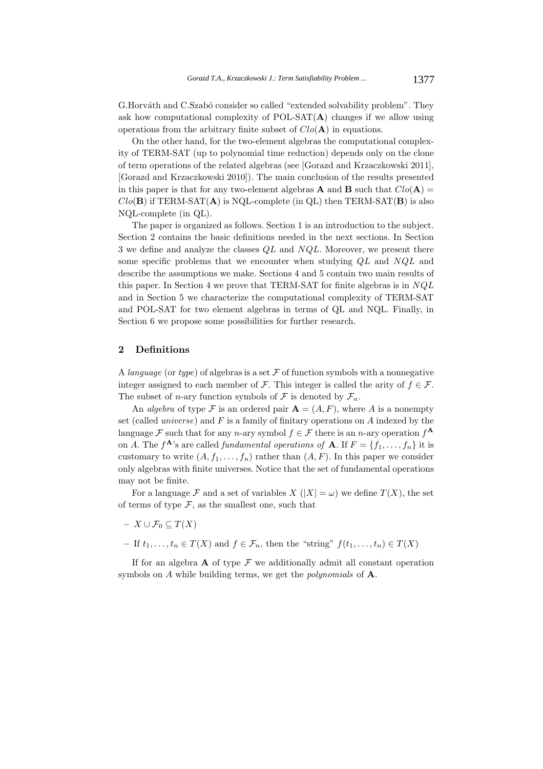G.Horváth and C.Szabó consider so called "extended solvability problem". They ask how computational complexity of POL-SAT($\mathbf{A}$) changes if we allow using operations from the arbitrary finite subset of $Clo(\mathbf{A})$ in equations.

On the other hand, for the two-element algebras the computational complexity of TERM-SAT (up to polynomial time reduction) depends only on the clone of term operations of the related algebras (see [Gorazd and Krzaczkowski 2011], [Gorazd and Krzaczkowski 2010]). The main conclusion of the results presented in this paper is that for any two-element algebras $\mathbf{A}$ and $\mathbf{B}$ such that $Clo(\mathbf{A}) = Clo(\mathbf{B})$ if TERM-SAT($\mathbf{A}$) is NQL-complete (in QL) then TERM-SAT($\mathbf{B}$) is also NQL-complete (in QL).

The paper is organized as follows. Section 1 is an introduction to the subject. Section 2 contains the basic definitions needed in the next sections. In Section 3 we define and analyze the classes $QL$ and $NQL$. Moreover, we present there some specific problems that we encounter when studying $QL$ and $NQL$ and describe the assumptions we make. Sections 4 and 5 contain two main results of this paper. In Section 4 we prove that TERM-SAT for finite algebras is in $NQL$ and in Section 5 we characterize the computational complexity of TERM-SAT and POL-SAT for two element algebras in terms of QL and NQL. Finally, in Section 6 we propose some possibilities for further research.

## 2 Definitions

A *language* (or *type*) of algebras is a set $\mathcal{F}$ of function symbols with a nonnegative integer assigned to each member of $\mathcal{F}$. This integer is called the arity of $f \in \mathcal{F}$. The subset of $n$-ary function symbols of $\mathcal{F}$ is denoted by $\mathcal{F}_n$.

An *algebra* of type $\mathcal{F}$ is an ordered pair $\mathbf{A} = (A, F)$, where $A$ is a nonempty set (called *universe*) and $F$ is a family of finitary operations on $A$ indexed by the language $\mathcal{F}$ such that for any $n$-ary symbol $f \in \mathcal{F}$ there is an $n$-ary operation $f^{\mathbf{A}}$ on $A$. The $f^{\mathbf{A}}$'s are called *fundamental operations of* $\mathbf{A}$. If $F = \{f_1, \ldots, f_n\}$ it is customary to write $(A, f_1, \ldots, f_n)$ rather than $(A, F)$. In this paper we consider only algebras with finite universes. Notice that the set of fundamental operations may not be finite.

For a language $\mathcal{F}$ and a set of variables $X$ ($|X| = \omega$) we define $T(X)$, the set of terms of type $\mathcal{F}$, as the smallest one, such that

- $X \cup \mathcal{F}_0 \subseteq T(X)$
- If $t_1, \ldots, t_n \in T(X)$ and $f \in \mathcal{F}_n$, then the "string" $f(t_1, \ldots, t_n) \in T(X)$

If for an algebra $\mathbf{A}$ of type $\mathcal{F}$ we additionally admit all constant operation symbols on $A$ while building terms, we get the *polynomials* of $\mathbf{A}$.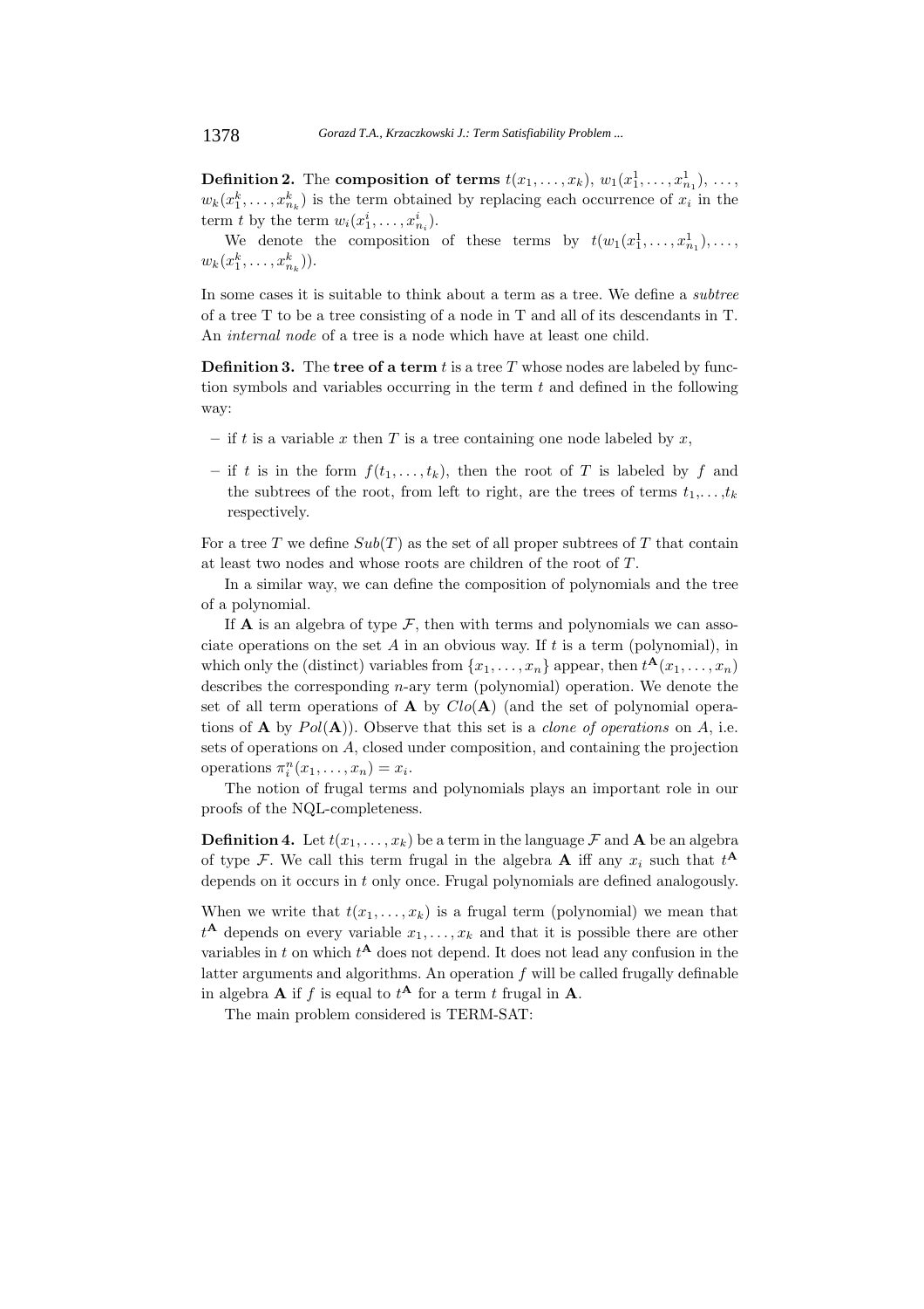**Definition 2.** The **composition of terms** $t(x_1, \ldots, x_k)$, $w_1(x_1^1, \ldots, x_{n_1}^1)$, $\ldots$, $w_k(x_1^k, \ldots, x_{n_k}^k)$ is the term obtained by replacing each occurrence of $x_i$ in the term $t$ by the term $w_i(x_1^i, \ldots, x_{n_i}^i)$.

We denote the composition of these terms by $t(w_1(x_1^1, \ldots, x_{n_1}^1), \ldots, w_k(x_1^k, \ldots, x_{n_k}^k))$.

In some cases it is suitable to think about a term as a tree. We define a *subtree* of a tree T to be a tree consisting of a node in T and all of its descendants in T. An *internal node* of a tree is a node which have at least one child.

**Definition 3.** The **tree of a term** $t$ is a tree $T$ whose nodes are labeled by function symbols and variables occurring in the term $t$ and defined in the following way:

- if $t$ is a variable $x$ then $T$ is a tree containing one node labeled by $x$,
- if $t$ is in the form $f(t_1, \ldots, t_k)$, then the root of $T$ is labeled by $f$ and the subtrees of the root, from left to right, are the trees of terms $t_1, \ldots, t_k$ respectively.

For a tree $T$ we define $Sub(T)$ as the set of all proper subtrees of $T$ that contain at least two nodes and whose roots are children of the root of $T$.

In a similar way, we can define the composition of polynomials and the tree of a polynomial.

If $\mathbf{A}$ is an algebra of type $\mathcal{F}$, then with terms and polynomials we can associate operations on the set $A$ in an obvious way. If $t$ is a term (polynomial), in which only the (distinct) variables from $\{x_1, \ldots, x_n\}$ appear, then $t^{\mathbf{A}}(x_1, \ldots, x_n)$ describes the corresponding $n$-ary term (polynomial) operation. We denote the set of all term operations of $\mathbf{A}$ by $Clo(\mathbf{A})$ (and the set of polynomial operations of $\mathbf{A}$ by $Pol(\mathbf{A})$). Observe that this set is a *clone of operations* on $A$, i.e. sets of operations on $A$, closed under composition, and containing the projection operations $\pi_i^n(x_1, \ldots, x_n) = x_i$.

The notion of frugal terms and polynomials plays an important role in our proofs of the NQL-completeness.

**Definition 4.** Let $t(x_1, \ldots, x_k)$ be a term in the language $\mathcal{F}$ and $\mathbf{A}$ be an algebra of type $\mathcal{F}$. We call this term frugal in the algebra $\mathbf{A}$ iff any $x_i$ such that $t^{\mathbf{A}}$ depends on it occurs in $t$ only once. Frugal polynomials are defined analogously.

When we write that $t(x_1, \ldots, x_k)$ is a frugal term (polynomial) we mean that $t^{\mathbf{A}}$ depends on every variable $x_1, \ldots, x_k$ and that it is possible there are other variables in $t$ on which $t^{\mathbf{A}}$ does not depend. It does not lead any confusion in the latter arguments and algorithms. An operation $f$ will be called frugally definable in algebra $\mathbf{A}$ if $f$ is equal to $t^{\mathbf{A}}$ for a term $t$ frugal in $\mathbf{A}$.

The main problem considered is TERM-SAT: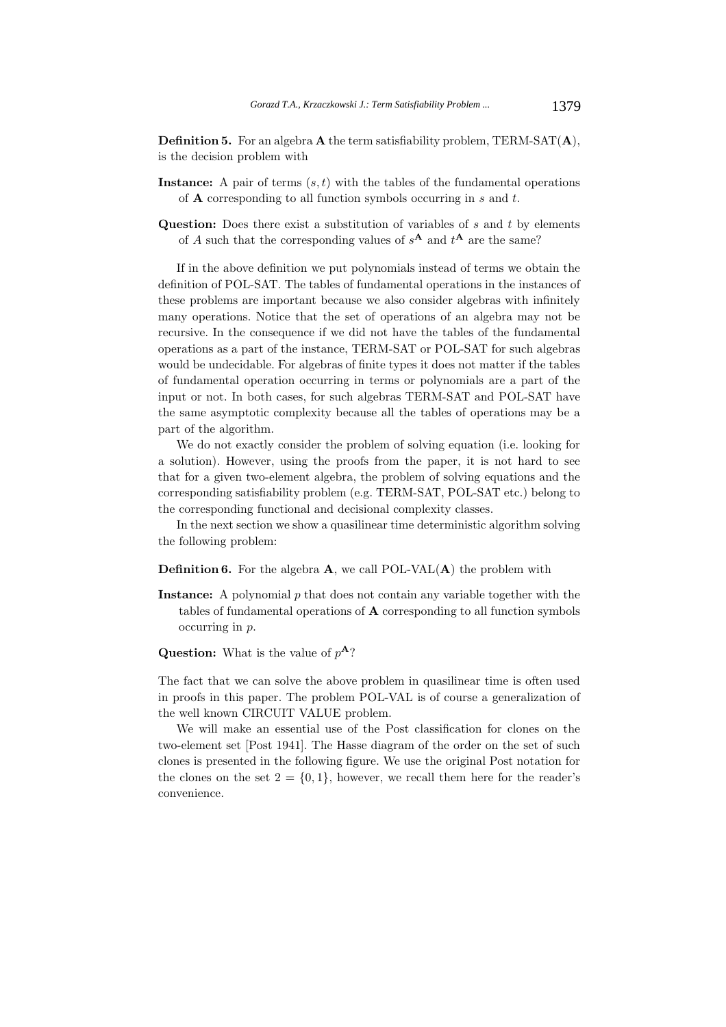**Definition 5.** For an algebra $\mathbf{A}$ the term satisfiability problem, TERM-SAT($\mathbf{A}$), is the decision problem with

**Instance:** A pair of terms $(s, t)$ with the tables of the fundamental operations of $\mathbf{A}$ corresponding to all function symbols occurring in $s$ and $t$.

**Question:** Does there exist a substitution of variables of $s$ and $t$ by elements of $A$ such that the corresponding values of $s^{\mathbf{A}}$ and $t^{\mathbf{A}}$ are the same?

If in the above definition we put polynomials instead of terms we obtain the definition of POL-SAT. The tables of fundamental operations in the instances of these problems are important because we also consider algebras with infinitely many operations. Notice that the set of operations of an algebra may not be recursive. In the consequence if we did not have the tables of the fundamental operations as a part of the instance, TERM-SAT or POL-SAT for such algebras would be undecidable. For algebras of finite types it does not matter if the tables of fundamental operation occurring in terms or polynomials are a part of the input or not. In both cases, for such algebras TERM-SAT and POL-SAT have the same asymptotic complexity because all the tables of operations may be a part of the algorithm.

We do not exactly consider the problem of solving equation (i.e. looking for a solution). However, using the proofs from the paper, it is not hard to see that for a given two-element algebra, the problem of solving equations and the corresponding satisfiability problem (e.g. TERM-SAT, POL-SAT etc.) belong to the corresponding functional and decisional complexity classes.

In the next section we show a quasilinear time deterministic algorithm solving the following problem:

**Definition 6.** For the algebra $\mathbf{A}$, we call POL-VAL($\mathbf{A}$) the problem with

**Instance:** A polynomial $p$ that does not contain any variable together with the tables of fundamental operations of $\mathbf{A}$ corresponding to all function symbols occurring in $p$.

**Question:** What is the value of $p^{\mathbf{A}}$?

The fact that we can solve the above problem in quasilinear time is often used in proofs in this paper. The problem POL-VAL is of course a generalization of the well known CIRCUIT VALUE problem.

We will make an essential use of the Post classification for clones on the two-element set [Post 1941]. The Hasse diagram of the order on the set of such clones is presented in the following figure. We use the original Post notation for the clones on the set $2 = \{0, 1\}$, however, we recall them here for the reader's convenience.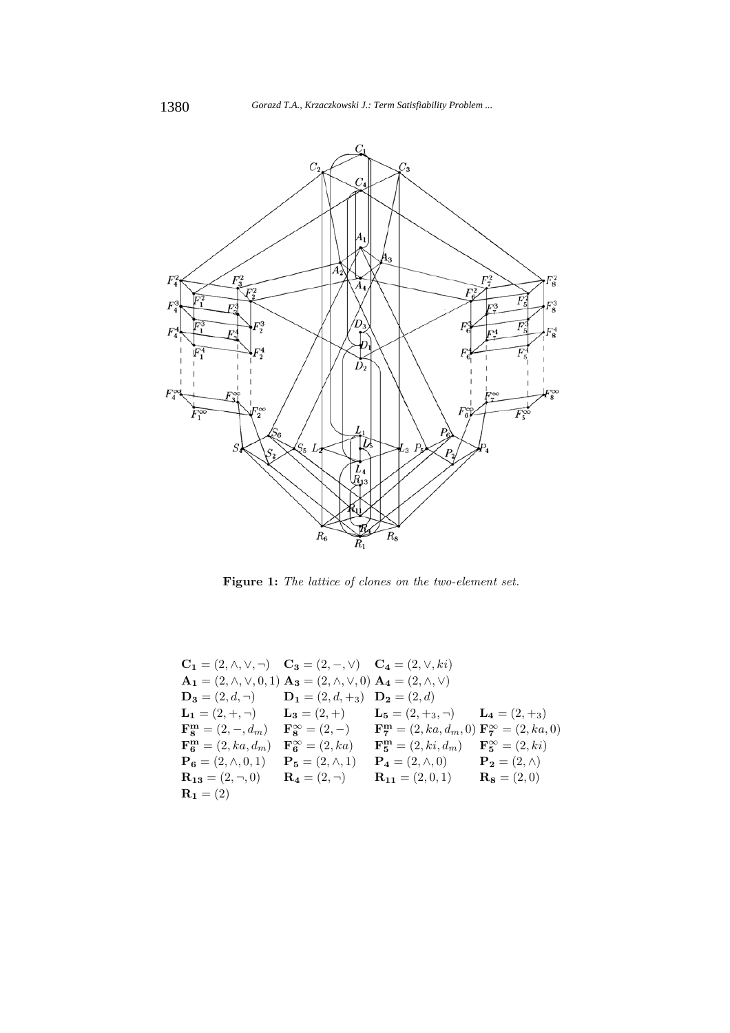**Figure 1:** *The lattice of clones on the two-element set.*

| | | | |
|---|---|---|---|
| $\mathbf{C_1} = (2, \wedge, \vee, \neg)$ | $\mathbf{C_3} = (2, -, \vee)$ | $\mathbf{C_4} = (2, \vee, ki)$ | |
| $\mathbf{A_1} = (2, \wedge, \vee, 0, 1)$ | $\mathbf{A_3} = (2, \wedge, \vee, 0)$ | $\mathbf{A_4} = (2, \wedge, \vee)$ | |
| $\mathbf{D_3} = (2, d, \neg)$ | $\mathbf{D_1} = (2, d, +_3)$ | $\mathbf{D_2} = (2, d)$ | |
| $\mathbf{L_1} = (2, +, \neg)$ | $\mathbf{L_3} = (2, +)$ | $\mathbf{L_5} = (2, +_3, \neg)$ | $\mathbf{L_4} = (2, +_3)$ |
| $\mathbf{F_8^m} = (2, -, d_m)$ | $\mathbf{F_8^\infty} = (2, -)$ | $\mathbf{F_7^m} = (2, ka, d_m, 0)$ | $\mathbf{F_7^\infty} = (2, ka, 0)$ |
| $\mathbf{F_6^m} = (2, ka, d_m)$ | $\mathbf{F_6^\infty} = (2, ka)$ | $\mathbf{F_5^m} = (2, ki, d_m)$ | $\mathbf{F_5^\infty} = (2, ki)$ |
| $\mathbf{P_6} = (2, \wedge, 0, 1)$ | $\mathbf{P_5} = (2, \wedge, 1)$ | $\mathbf{P_4} = (2, \wedge, 0)$ | $\mathbf{P_2} = (2, \wedge)$ |
| $\mathbf{R_{13}} = (2, \neg, 0)$ | $\mathbf{R_4} = (2, \neg)$ | $\mathbf{R_{11}} = (2, 0, 1)$ | $\mathbf{R_8} = (2, 0)$ |
| $\mathbf{R_1} = (2)$ | | | |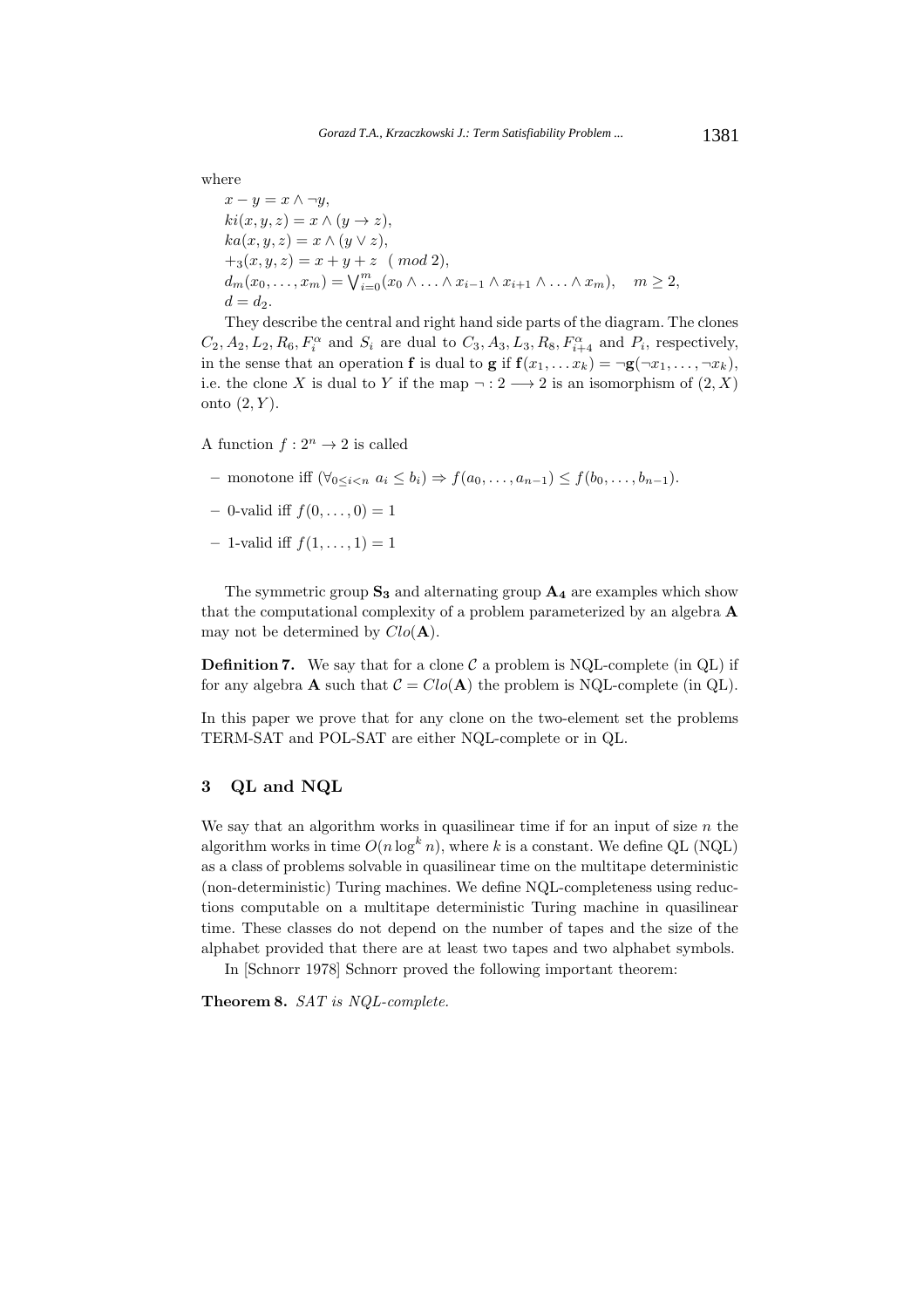where

$x - y = x \wedge \neg y$,
$ki(x, y, z) = x \wedge (y \rightarrow z)$,
$ka(x, y, z) = x \wedge (y \vee z)$,
$+_3(x, y, z) = x + y + z \pmod 2$,
$d_m(x_0, \ldots, x_m) = \bigvee_{i=0}^{m} (x_0 \wedge \ldots \wedge x_{i-1} \wedge x_{i+1} \wedge \ldots \wedge x_m), \quad m \geq 2$,
$d = d_2$.

They describe the central and right hand side parts of the diagram. The clones $C_2, A_2, L_2, R_6, F_i^\alpha$ and $S_i$ are dual to $C_3, A_3, L_3, R_8, F_{i+4}^\alpha$ and $P_i$, respectively, in the sense that an operation $\mathbf{f}$ is dual to $\mathbf{g}$ if $\mathbf{f}(x_1, \ldots x_k) = \neg\mathbf{g}(\neg x_1, \ldots, \neg x_k)$, i.e. the clone $X$ is dual to $Y$ if the map $\neg : 2 \longrightarrow 2$ is an isomorphism of $(2, X)$ onto $(2, Y)$.

A function $f : 2^n \rightarrow 2$ is called

- monotone iff $(\forall_{0 \leq i < n}\ a_i \leq b_i) \Rightarrow f(a_0, \ldots, a_{n-1}) \leq f(b_0, \ldots, b_{n-1})$.
- 0-valid iff $f(0, \ldots, 0) = 1$
- 1-valid iff $f(1, \ldots, 1) = 1$

The symmetric group $\mathbf{S_3}$ and alternating group $\mathbf{A_4}$ are examples which show that the computational complexity of a problem parameterized by an algebra $\mathbf{A}$ may not be determined by $Clo(\mathbf{A})$.

**Definition 7.** We say that for a clone $\mathcal{C}$ a problem is NQL-complete (in QL) if for any algebra $\mathbf{A}$ such that $\mathcal{C} = Clo(\mathbf{A})$ the problem is NQL-complete (in QL).

In this paper we prove that for any clone on the two-element set the problems TERM-SAT and POL-SAT are either NQL-complete or in QL.

## 3 QL and NQL

We say that an algorithm works in quasilinear time if for an input of size $n$ the algorithm works in time $O(n \log^k n)$, where $k$ is a constant. We define QL (NQL) as a class of problems solvable in quasilinear time on the multitape deterministic (non-deterministic) Turing machines. We define NQL-completeness using reductions computable on a multitape deterministic Turing machine in quasilinear time. These classes do not depend on the number of tapes and the size of the alphabet provided that there are at least two tapes and two alphabet symbols.

In [Schnorr 1978] Schnorr proved the following important theorem:

**Theorem 8.** *SAT is NQL-complete.*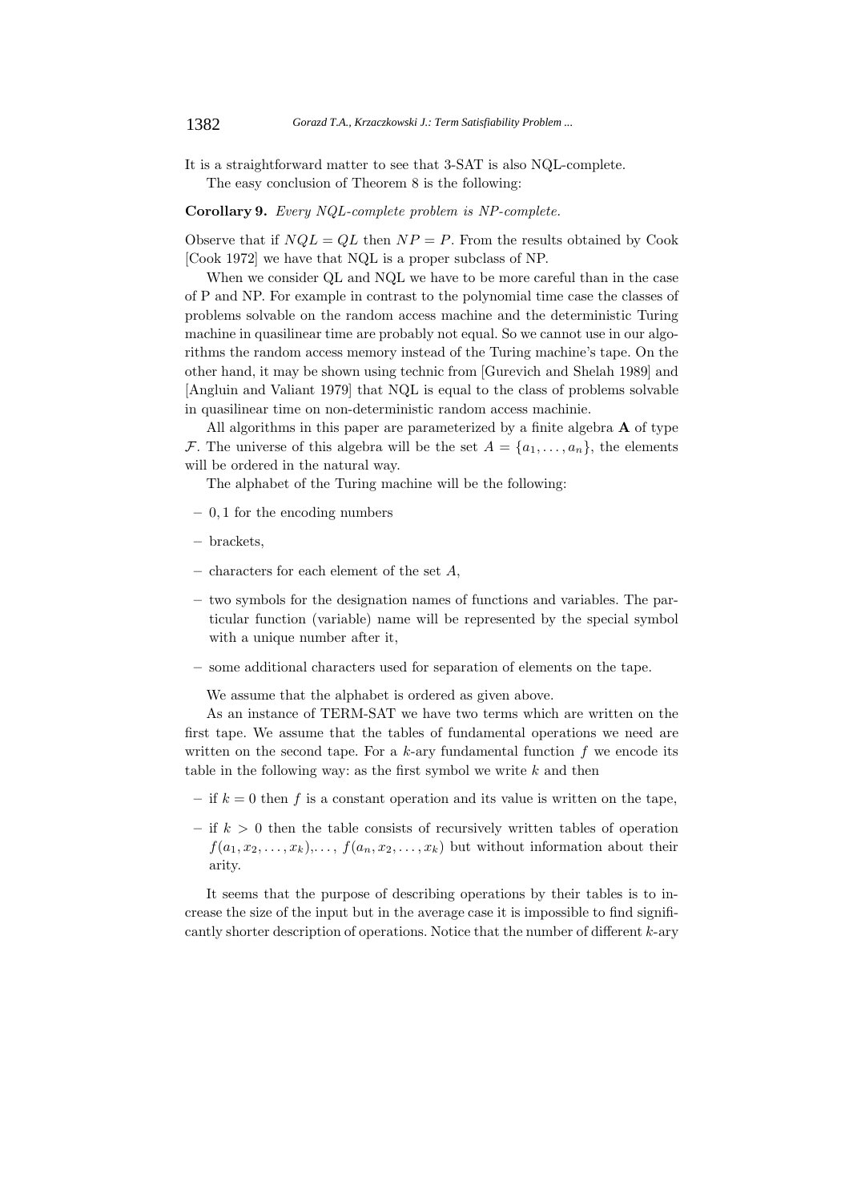It is a straightforward matter to see that 3-SAT is also NQL-complete.

The easy conclusion of Theorem 8 is the following:

**Corollary 9.** *Every NQL-complete problem is NP-complete.*

Observe that if $NQL = QL$ then $NP = P$. From the results obtained by Cook [Cook 1972] we have that NQL is a proper subclass of NP.

When we consider QL and NQL we have to be more careful than in the case of P and NP. For example in contrast to the polynomial time case the classes of problems solvable on the random access machine and the deterministic Turing machine in quasilinear time are probably not equal. So we cannot use in our algorithms the random access memory instead of the Turing machine's tape. On the other hand, it may be shown using technic from [Gurevich and Shelah 1989] and [Angluin and Valiant 1979] that NQL is equal to the class of problems solvable in quasilinear time on non-deterministic random access machinie.

All algorithms in this paper are parameterized by a finite algebra $\mathbf{A}$ of type $\mathcal{F}$. The universe of this algebra will be the set $A = \{a_1, \ldots, a_n\}$, the elements will be ordered in the natural way.

The alphabet of the Turing machine will be the following:

- $0, 1$ for the encoding numbers
- brackets,
- characters for each element of the set $A$,
- two symbols for the designation names of functions and variables. The particular function (variable) name will be represented by the special symbol with a unique number after it,
- some additional characters used for separation of elements on the tape.

We assume that the alphabet is ordered as given above.

As an instance of TERM-SAT we have two terms which are written on the first tape. We assume that the tables of fundamental operations we need are written on the second tape. For a $k$-ary fundamental function $f$ we encode its table in the following way: as the first symbol we write $k$ and then

- if $k = 0$ then $f$ is a constant operation and its value is written on the tape,
- if $k > 0$ then the table consists of recursively written tables of operation $f(a_1, x_2, \ldots, x_k), \ldots, f(a_n, x_2, \ldots, x_k)$ but without information about their arity.

It seems that the purpose of describing operations by their tables is to increase the size of the input but in the average case it is impossible to find significantly shorter description of operations. Notice that the number of different $k$-ary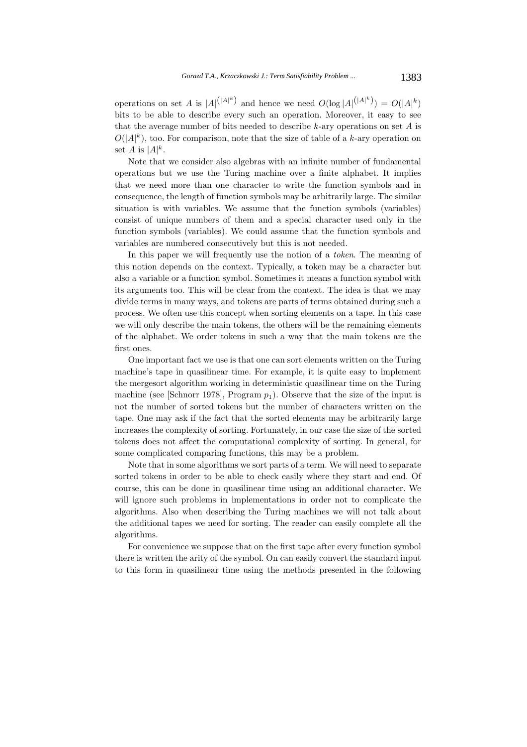operations on set $A$ is $|A|^{\binom{|A|^k}{}}$ and hence we need $O(\log |A|^{\binom{|A|^k}{}}) = O(|A|^k)$ bits to be able to describe every such an operation. Moreover, it easy to see that the average number of bits needed to describe $k$-ary operations on set $A$ is $O(|A|^k)$, too. For comparison, note that the size of table of a $k$-ary operation on set $A$ is $|A|^k$.

Note that we consider also algebras with an infinite number of fundamental operations but we use the Turing machine over a finite alphabet. It implies that we need more than one character to write the function symbols and in consequence, the length of function symbols may be arbitrarily large. The similar situation is with variables. We assume that the function symbols (variables) consist of unique numbers of them and a special character used only in the function symbols (variables). We could assume that the function symbols and variables are numbered consecutively but this is not needed.

In this paper we will frequently use the notion of a *token*. The meaning of this notion depends on the context. Typically, a token may be a character but also a variable or a function symbol. Sometimes it means a function symbol with its arguments too. This will be clear from the context. The idea is that we may divide terms in many ways, and tokens are parts of terms obtained during such a process. We often use this concept when sorting elements on a tape. In this case we will only describe the main tokens, the others will be the remaining elements of the alphabet. We order tokens in such a way that the main tokens are the first ones.

One important fact we use is that one can sort elements written on the Turing machine's tape in quasilinear time. For example, it is quite easy to implement the mergesort algorithm working in deterministic quasilinear time on the Turing machine (see [Schnorr 1978], Program $p_1$). Observe that the size of the input is not the number of sorted tokens but the number of characters written on the tape. One may ask if the fact that the sorted elements may be arbitrarily large increases the complexity of sorting. Fortunately, in our case the size of the sorted tokens does not affect the computational complexity of sorting. In general, for some complicated comparing functions, this may be a problem.

Note that in some algorithms we sort parts of a term. We will need to separate sorted tokens in order to be able to check easily where they start and end. Of course, this can be done in quasilinear time using an additional character. We will ignore such problems in implementations in order not to complicate the algorithms. Also when describing the Turing machines we will not talk about the additional tapes we need for sorting. The reader can easily complete all the algorithms.

For convenience we suppose that on the first tape after every function symbol there is written the arity of the symbol. On can easily convert the standard input to this form in quasilinear time using the methods presented in the following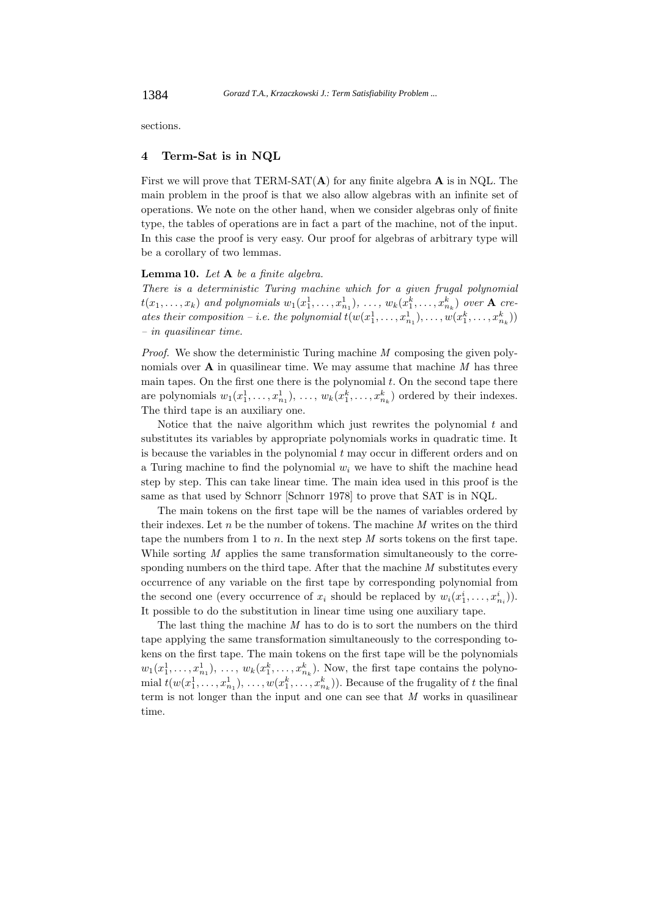sections.

## 4 Term-Sat is in NQL

First we will prove that TERM-SAT($\mathbf{A}$) for any finite algebra $\mathbf{A}$ is in NQL. The main problem in the proof is that we also allow algebras with an infinite set of operations. We note on the other hand, when we consider algebras only of finite type, the tables of operations are in fact a part of the machine, not of the input. In this case the proof is very easy. Our proof for algebras of arbitrary type will be a corollary of two lemmas.

**Lemma 10.** *Let* $\mathbf{A}$ *be a finite algebra.*
*There is a deterministic Turing machine which for a given frugal polynomial* $t(x_1, \ldots, x_k)$ *and polynomials* $w_1(x_1^1, \ldots, x_{n_1}^1), \ldots, w_k(x_1^k, \ldots, x_{n_k}^k)$ *over* $\mathbf{A}$ *creates their composition – i.e. the polynomial* $t(w(x_1^1, \ldots, x_{n_1}^1), \ldots, w(x_1^k, \ldots, x_{n_k}^k))$ *– in quasilinear time.*

*Proof.* We show the deterministic Turing machine $M$ composing the given polynomials over $\mathbf{A}$ in quasilinear time. We may assume that machine $M$ has three main tapes. On the first one there is the polynomial $t$. On the second tape there are polynomials $w_1(x_1^1, \ldots, x_{n_1}^1), \ldots, w_k(x_1^k, \ldots, x_{n_k}^k)$ ordered by their indexes. The third tape is an auxiliary one.

Notice that the naive algorithm which just rewrites the polynomial $t$ and substitutes its variables by appropriate polynomials works in quadratic time. It is because the variables in the polynomial $t$ may occur in different orders and on a Turing machine to find the polynomial $w_i$ we have to shift the machine head step by step. This can take linear time. The main idea used in this proof is the same as that used by Schnorr [Schnorr 1978] to prove that SAT is in NQL.

The main tokens on the first tape will be the names of variables ordered by their indexes. Let $n$ be the number of tokens. The machine $M$ writes on the third tape the numbers from 1 to $n$. In the next step $M$ sorts tokens on the first tape. While sorting $M$ applies the same transformation simultaneously to the corresponding numbers on the third tape. After that the machine $M$ substitutes every occurrence of any variable on the first tape by corresponding polynomial from the second one (every occurrence of $x_i$ should be replaced by $w_i(x_1^i, \ldots, x_{n_i}^i)$). It possible to do the substitution in linear time using one auxiliary tape.

The last thing the machine $M$ has to do is to sort the numbers on the third tape applying the same transformation simultaneously to the corresponding tokens on the first tape. The main tokens on the first tape will be the polynomials $w_1(x_1^1, \ldots, x_{n_1}^1), \ldots, w_k(x_1^k, \ldots, x_{n_k}^k)$. Now, the first tape contains the polynomial $t(w(x_1^1, \ldots, x_{n_1}^1), \ldots, w(x_1^k, \ldots, x_{n_k}^k))$. Because of the frugality of $t$ the final term is not longer than the input and one can see that $M$ works in quasilinear time.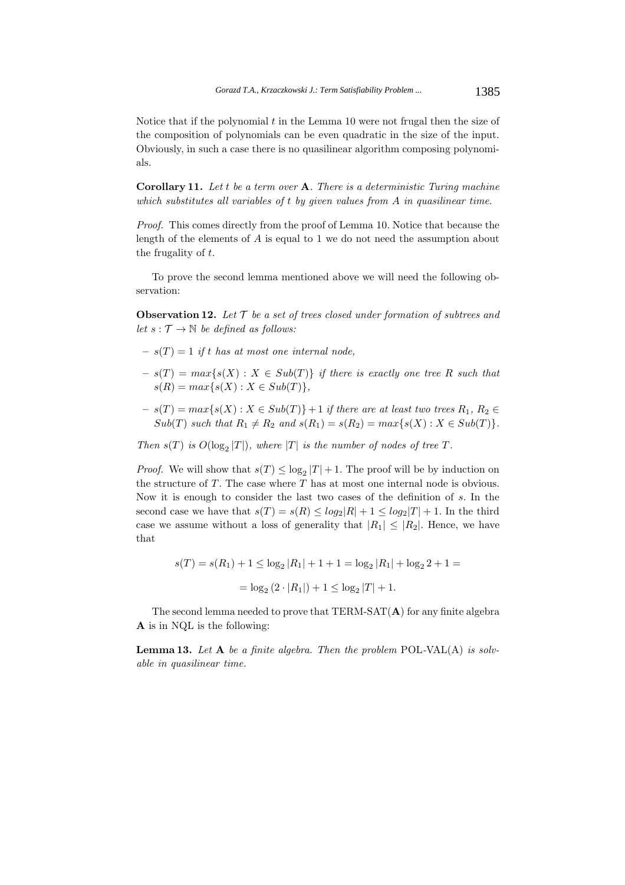Notice that if the polynomial $t$ in the Lemma 10 were not frugal then the size of the composition of polynomials can be even quadratic in the size of the input. Obviously, in such a case there is no quasilinear algorithm composing polynomials.

**Corollary 11.** *Let $t$ be a term over $\mathbf{A}$. There is a deterministic Turing machine which substitutes all variables of $t$ by given values from $A$ in quasilinear time.*

*Proof.* This comes directly from the proof of Lemma 10. Notice that because the length of the elements of $A$ is equal to 1 we do not need the assumption about the frugality of $t$.

To prove the second lemma mentioned above we will need the following observation:

**Observation 12.** *Let $\mathcal{T}$ be a set of trees closed under formation of subtrees and let $s : \mathcal{T} \to \mathbb{N}$ be defined as follows:*

- *$s(T) = 1$ if $t$ has at most one internal node,*
- *$s(T) = max\{s(X) : X \in Sub(T)\}$ if there is exactly one tree $R$ such that $s(R) = max\{s(X) : X \in Sub(T)\}$,*
- *$s(T) = max\{s(X) : X \in Sub(T)\} + 1$ if there are at least two trees $R_1$, $R_2 \in Sub(T)$ such that $R_1 \neq R_2$ and $s(R_1) = s(R_2) = max\{s(X) : X \in Sub(T)\}$.*

*Then $s(T)$ is $O(\log_2 |T|)$, where $|T|$ is the number of nodes of tree $T$.*

*Proof.* We will show that $s(T) \leq \log_2 |T| + 1$. The proof will be by induction on the structure of $T$. The case where $T$ has at most one internal node is obvious. Now it is enough to consider the last two cases of the definition of $s$. In the second case we have that $s(T) = s(R) \leq log_2|R| + 1 \leq log_2|T| + 1$. In the third case we assume without a loss of generality that $|R_1| \leq |R_2|$. Hence, we have that

$$s(T) = s(R_1) + 1 \leq \log_2 |R_1| + 1 + 1 = \log_2 |R_1| + \log_2 2 + 1 =$$

$$= \log_2 (2 \cdot |R_1|) + 1 \leq \log_2 |T| + 1.$$

The second lemma needed to prove that TERM-SAT($\mathbf{A}$) for any finite algebra $\mathbf{A}$ is in NQL is the following:

**Lemma 13.** *Let $\mathbf{A}$ be a finite algebra. Then the problem* POL-VAL(A) *is solvable in quasilinear time.*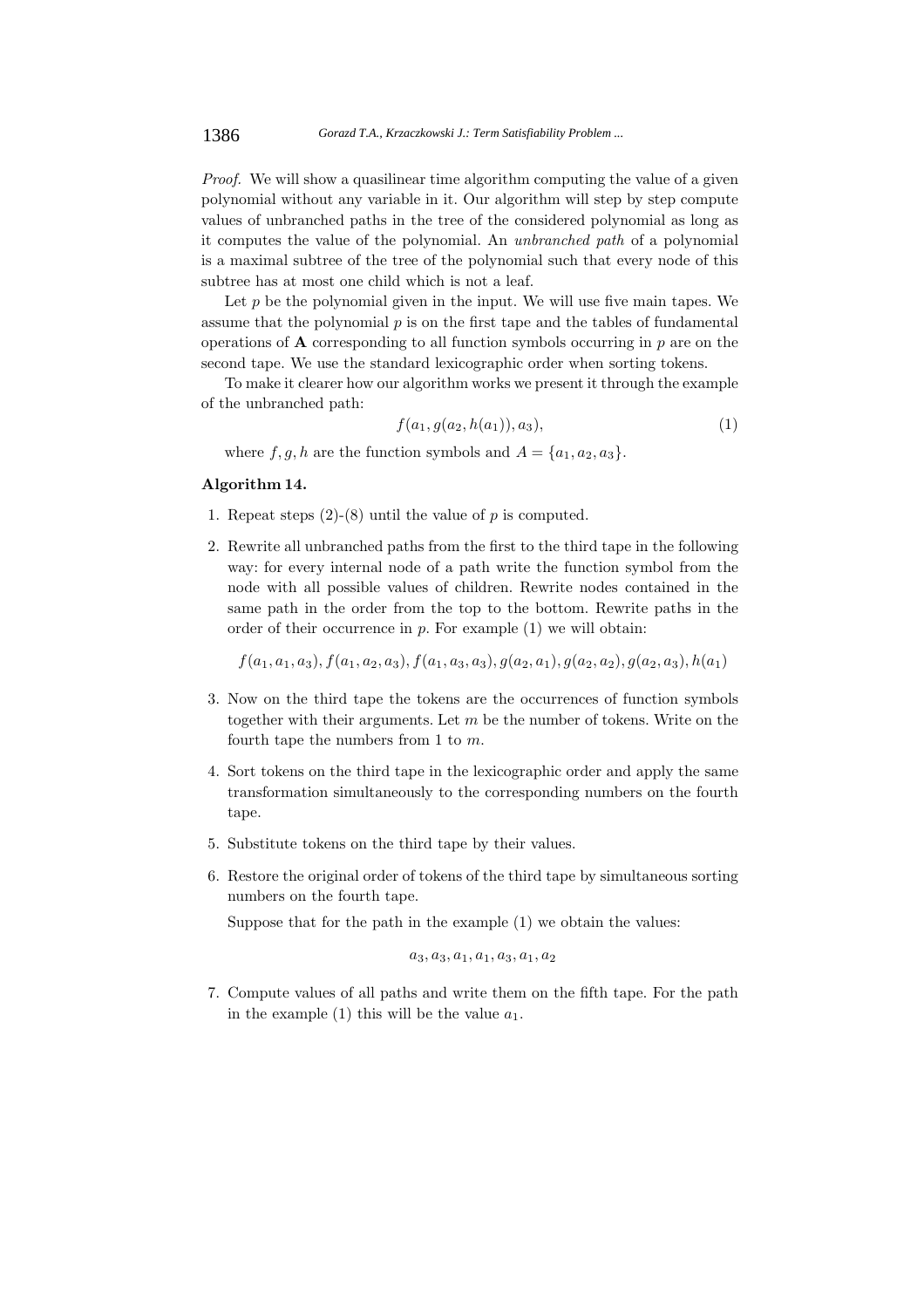*Proof.* We will show a quasilinear time algorithm computing the value of a given polynomial without any variable in it. Our algorithm will step by step compute values of unbranched paths in the tree of the considered polynomial as long as it computes the value of the polynomial. An *unbranched path* of a polynomial is a maximal subtree of the tree of the polynomial such that every node of this subtree has at most one child which is not a leaf.

Let $p$ be the polynomial given in the input. We will use five main tapes. We assume that the polynomial $p$ is on the first tape and the tables of fundamental operations of $\mathbf{A}$ corresponding to all function symbols occurring in $p$ are on the second tape. We use the standard lexicographic order when sorting tokens.

To make it clearer how our algorithm works we present it through the example of the unbranched path:

$$f(a_1, g(a_2, h(a_1)), a_3), \tag{1}$$

where $f, g, h$ are the function symbols and $A = \{a_1, a_2, a_3\}$.

**Algorithm 14.**

1. Repeat steps (2)-(8) until the value of $p$ is computed.
2. Rewrite all unbranched paths from the first to the third tape in the following way: for every internal node of a path write the function symbol from the node with all possible values of children. Rewrite nodes contained in the same path in the order from the top to the bottom. Rewrite paths in the order of their occurrence in $p$. For example (1) we will obtain:

   $$f(a_1, a_1, a_3), f(a_1, a_2, a_3), f(a_1, a_3, a_3), g(a_2, a_1), g(a_2, a_2), g(a_2, a_3), h(a_1)$$

3. Now on the third tape the tokens are the occurrences of function symbols together with their arguments. Let $m$ be the number of tokens. Write on the fourth tape the numbers from 1 to $m$.
4. Sort tokens on the third tape in the lexicographic order and apply the same transformation simultaneously to the corresponding numbers on the fourth tape.
5. Substitute tokens on the third tape by their values.
6. Restore the original order of tokens of the third tape by simultaneous sorting numbers on the fourth tape.

   Suppose that for the path in the example (1) we obtain the values:

   $$a_3, a_3, a_1, a_1, a_3, a_1, a_2$$

7. Compute values of all paths and write them on the fifth tape. For the path in the example (1) this will be the value $a_1$.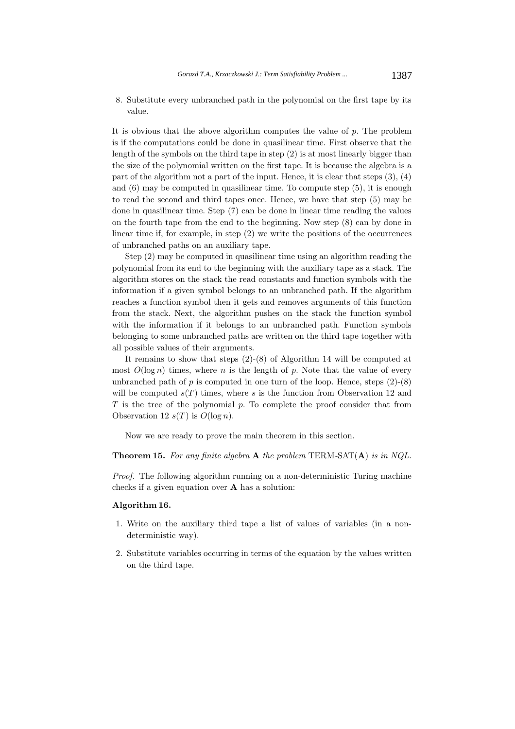8. Substitute every unbranched path in the polynomial on the first tape by its value.

It is obvious that the above algorithm computes the value of $p$. The problem is if the computations could be done in quasilinear time. First observe that the length of the symbols on the third tape in step (2) is at most linearly bigger than the size of the polynomial written on the first tape. It is because the algebra is a part of the algorithm not a part of the input. Hence, it is clear that steps (3), (4) and (6) may be computed in quasilinear time. To compute step (5), it is enough to read the second and third tapes once. Hence, we have that step (5) may be done in quasilinear time. Step (7) can be done in linear time reading the values on the fourth tape from the end to the beginning. Now step (8) can by done in linear time if, for example, in step (2) we write the positions of the occurrences of unbranched paths on an auxiliary tape.

Step (2) may be computed in quasilinear time using an algorithm reading the polynomial from its end to the beginning with the auxiliary tape as a stack. The algorithm stores on the stack the read constants and function symbols with the information if a given symbol belongs to an unbranched path. If the algorithm reaches a function symbol then it gets and removes arguments of this function from the stack. Next, the algorithm pushes on the stack the function symbol with the information if it belongs to an unbranched path. Function symbols belonging to some unbranched paths are written on the third tape together with all possible values of their arguments.

It remains to show that steps (2)-(8) of Algorithm 14 will be computed at most $O(\log n)$ times, where $n$ is the length of $p$. Note that the value of every unbranched path of $p$ is computed in one turn of the loop. Hence, steps (2)-(8) will be computed $s(T)$ times, where $s$ is the function from Observation 12 and $T$ is the tree of the polynomial $p$. To complete the proof consider that from Observation 12 $s(T)$ is $O(\log n)$.

Now we are ready to prove the main theorem in this section.

**Theorem 15.** *For any finite algebra* $\mathbf{A}$ *the problem* TERM-SAT($\mathbf{A}$) *is in NQL.*

*Proof.* The following algorithm running on a non-deterministic Turing machine checks if a given equation over $\mathbf{A}$ has a solution:

**Algorithm 16.**

1. Write on the auxiliary third tape a list of values of variables (in a non-deterministic way).
2. Substitute variables occurring in terms of the equation by the values written on the third tape.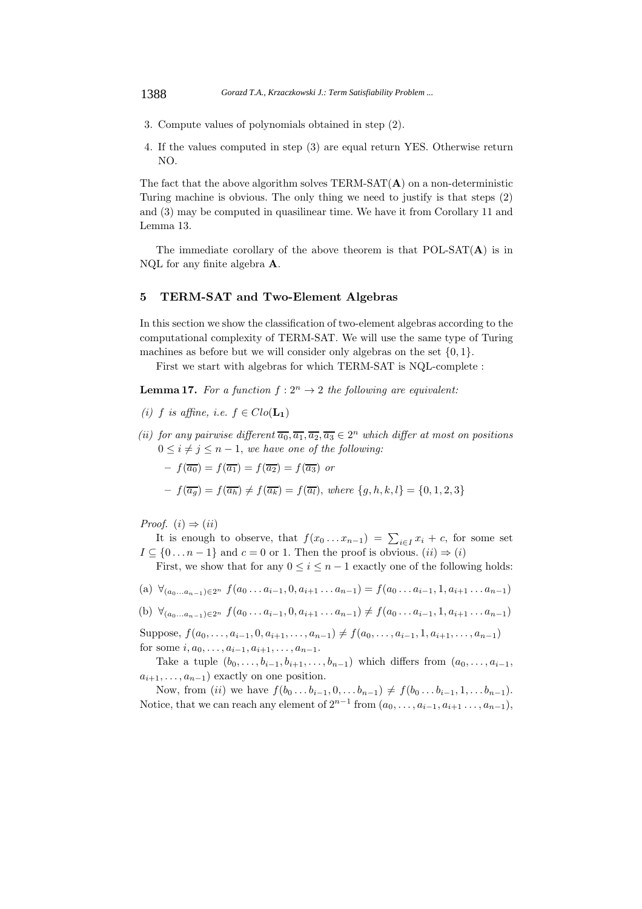3. Compute values of polynomials obtained in step (2).
4. If the values computed in step (3) are equal return YES. Otherwise return NO.

The fact that the above algorithm solves TERM-SAT($\mathbf{A}$) on a non-deterministic Turing machine is obvious. The only thing we need to justify is that steps (2) and (3) may be computed in quasilinear time. We have it from Corollary 11 and Lemma 13.

The immediate corollary of the above theorem is that POL-SAT($\mathbf{A}$) is in NQL for any finite algebra $\mathbf{A}$.

## 5 TERM-SAT and Two-Element Algebras

In this section we show the classification of two-element algebras according to the computational complexity of TERM-SAT. We will use the same type of Turing machines as before but we will consider only algebras on the set $\{0, 1\}$.

First we start with algebras for which TERM-SAT is NQL-complete :

**Lemma 17.** *For a function $f : 2^n \to 2$ the following are equivalent:*

*(i) $f$ is affine, i.e. $f \in Clo(\mathbf{L_1})$*

*(ii) for any pairwise different $\overline{a_0}, \overline{a_1}, \overline{a_2}, \overline{a_3} \in 2^n$ which differ at most on positions $0 \leq i \neq j \leq n-1$, we have one of the following:*

- $f(\overline{a_0}) = f(\overline{a_1}) = f(\overline{a_2}) = f(\overline{a_3})$ *or*
- $f(\overline{a_g}) = f(\overline{a_h}) \neq f(\overline{a_k}) = f(\overline{a_l})$*, where* $\{g, h, k, l\} = \{0, 1, 2, 3\}$

*Proof.* $(i) \Rightarrow (ii)$

It is enough to observe, that $f(x_0 \dots x_{n-1}) = \sum_{i \in I} x_i + c$, for some set $I \subseteq \{0 \dots n-1\}$ and $c = 0$ or 1. Then the proof is obvious. $(ii) \Rightarrow (i)$

First, we show that for any $0 \leq i \leq n-1$ exactly one of the following holds:

(a) $\forall_{(a_0 \dots a_{n-1}) \in 2^n} \ f(a_0 \dots a_{i-1}, 0, a_{i+1} \dots a_{n-1}) = f(a_0 \dots a_{i-1}, 1, a_{i+1} \dots a_{n-1})$

(b) $\forall_{(a_0 \dots a_{n-1}) \in 2^n} \ f(a_0 \dots a_{i-1}, 0, a_{i+1} \dots a_{n-1}) \neq f(a_0 \dots a_{i-1}, 1, a_{i+1} \dots a_{n-1})$

Suppose, $f(a_0, \dots, a_{i-1}, 0, a_{i+1}, \dots, a_{n-1}) \neq f(a_0, \dots, a_{i-1}, 1, a_{i+1}, \dots, a_{n-1})$ for some $i, a_0, \dots, a_{i-1}, a_{i+1}, \dots, a_{n-1}$.

Take a tuple $(b_0, \dots, b_{i-1}, b_{i+1}, \dots, b_{n-1})$ which differs from $(a_0, \dots, a_{i-1}, a_{i+1}, \dots, a_{n-1})$ exactly on one position.

Now, from $(ii)$ we have $f(b_0 \dots b_{i-1}, 0, \dots b_{n-1}) \neq f(b_0 \dots b_{i-1}, 1, \dots b_{n-1})$. Notice, that we can reach any element of $2^{n-1}$ from $(a_0, \dots, a_{i-1}, a_{i+1} \dots, a_{n-1})$,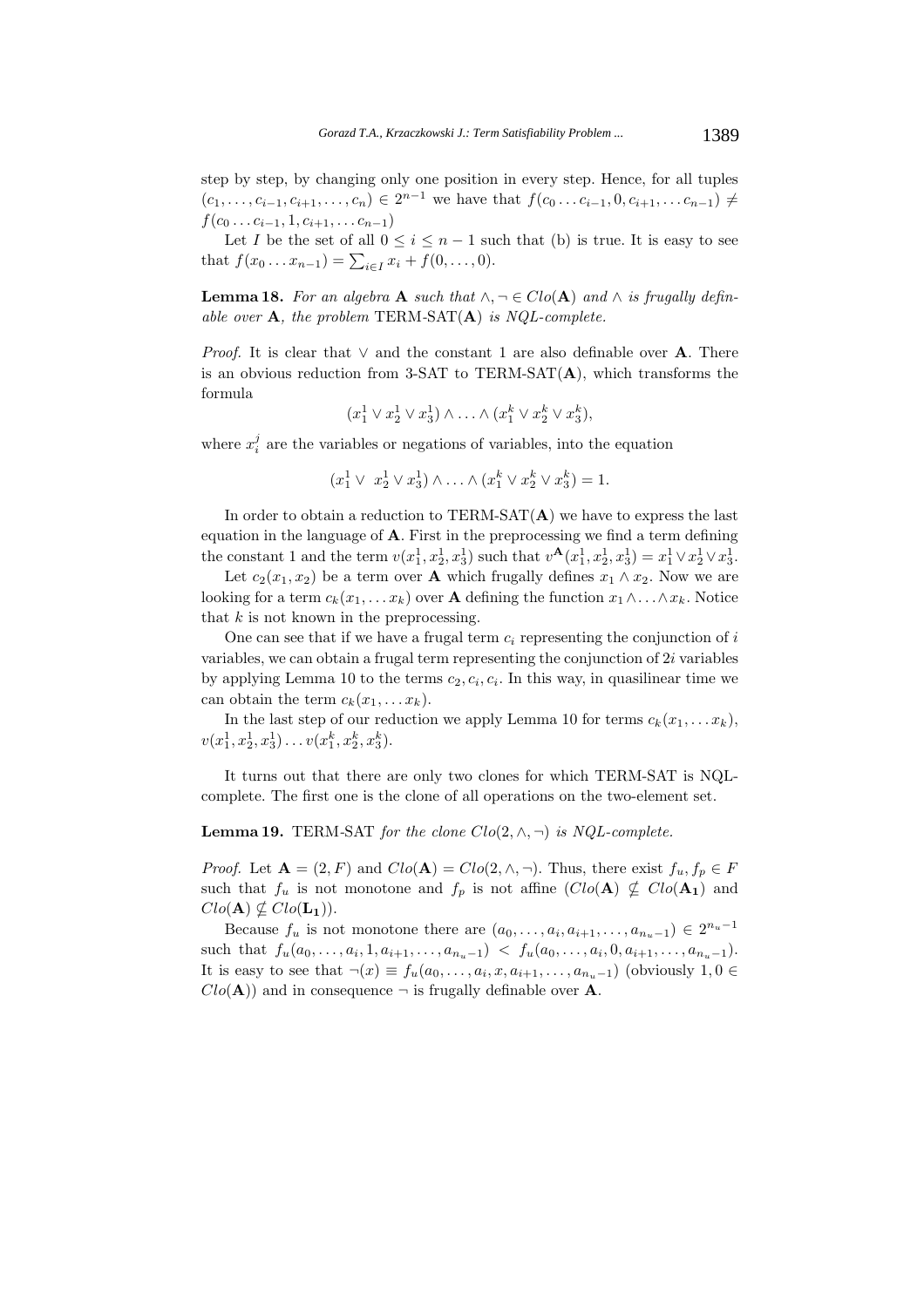step by step, by changing only one position in every step. Hence, for all tuples $(c_1, \ldots, c_{i-1}, c_{i+1}, \ldots, c_n) \in 2^{n-1}$ we have that $f(c_0 \ldots c_{i-1}, 0, c_{i+1}, \ldots c_{n-1}) \neq f(c_0 \ldots c_{i-1}, 1, c_{i+1}, \ldots c_{n-1})$

Let $I$ be the set of all $0 \leq i \leq n-1$ such that (b) is true. It is easy to see that $f(x_0 \ldots x_{n-1}) = \sum_{i \in I} x_i + f(0, \ldots, 0)$.

**Lemma 18.** *For an algebra* $\mathbf{A}$ *such that* $\wedge, \neg \in Clo(\mathbf{A})$ *and* $\wedge$ *is frugally definable over* $\mathbf{A}$*, the problem* TERM-SAT($\mathbf{A}$) *is NQL-complete.*

*Proof.* It is clear that $\vee$ and the constant 1 are also definable over $\mathbf{A}$. There is an obvious reduction from 3-SAT to TERM-SAT($\mathbf{A}$), which transforms the formula

$$(x_1^1 \vee x_2^1 \vee x_3^1) \wedge \ldots \wedge (x_1^k \vee x_2^k \vee x_3^k),$$

where $x_i^j$ are the variables or negations of variables, into the equation

$$(x_1^1 \vee \ x_2^1 \vee x_3^1) \wedge \ldots \wedge (x_1^k \vee x_2^k \vee x_3^k) = 1.$$

In order to obtain a reduction to TERM-SAT($\mathbf{A}$) we have to express the last equation in the language of $\mathbf{A}$. First in the preprocessing we find a term defining the constant 1 and the term $v(x_1^1, x_2^1, x_3^1)$ such that $v^{\mathbf{A}}(x_1^1, x_2^1, x_3^1) = x_1^1 \vee x_2^1 \vee x_3^1$.

Let $c_2(x_1, x_2)$ be a term over $\mathbf{A}$ which frugally defines $x_1 \wedge x_2$. Now we are looking for a term $c_k(x_1, \ldots x_k)$ over $\mathbf{A}$ defining the function $x_1 \wedge \ldots \wedge x_k$. Notice that $k$ is not known in the preprocessing.

One can see that if we have a frugal term $c_i$ representing the conjunction of $i$ variables, we can obtain a frugal term representing the conjunction of $2i$ variables by applying Lemma 10 to the terms $c_2, c_i, c_i$. In this way, in quasilinear time we can obtain the term $c_k(x_1, \ldots x_k)$.

In the last step of our reduction we apply Lemma 10 for terms $c_k(x_1, \ldots x_k)$, $v(x_1^1, x_2^1, x_3^1) \ldots v(x_1^k, x_2^k, x_3^k)$.

It turns out that there are only two clones for which TERM-SAT is NQL-complete. The first one is the clone of all operations on the two-element set.

**Lemma 19.** TERM-SAT *for the clone* $Clo(2, \wedge, \neg)$ *is NQL-complete.*

*Proof.* Let $\mathbf{A} = (2, F)$ and $Clo(\mathbf{A}) = Clo(2, \wedge, \neg)$. Thus, there exist $f_u, f_p \in F$ such that $f_u$ is not monotone and $f_p$ is not affine ($Clo(\mathbf{A}) \nsubseteq Clo(\mathbf{A_1})$ and $Clo(\mathbf{A}) \nsubseteq Clo(\mathbf{L_1})$).

Because $f_u$ is not monotone there are $(a_0, \ldots, a_i, a_{i+1}, \ldots, a_{n_u-1}) \in 2^{n_u-1}$ such that $f_u(a_0, \ldots, a_i, 1, a_{i+1}, \ldots, a_{n_u-1}) < f_u(a_0, \ldots, a_i, 0, a_{i+1}, \ldots, a_{n_u-1})$. It is easy to see that $\neg(x) \equiv f_u(a_0, \ldots, a_i, x, a_{i+1}, \ldots, a_{n_u-1})$ (obviously $1, 0 \in Clo(\mathbf{A})$) and in consequence $\neg$ is frugally definable over $\mathbf{A}$.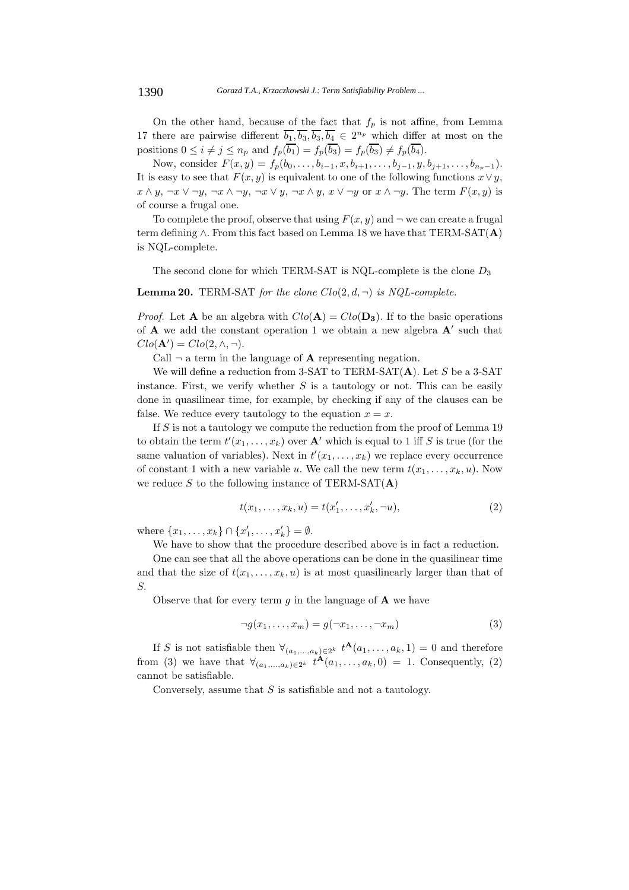On the other hand, because of the fact that $f_p$ is not affine, from Lemma 17 there are pairwise different $\overline{b_1}, \overline{b_3}, \overline{b_3}, \overline{b_4} \in 2^{n_p}$ which differ at most on the positions $0 \leq i \neq j \leq n_p$ and $f_p(\overline{b_1}) = f_p(\overline{b_3}) = f_p(\overline{b_3}) \neq f_p(\overline{b_4})$.

Now, consider $F(x, y) = f_p(b_0, \ldots, b_{i-1}, x, b_{i+1}, \ldots, b_{j-1}, y, b_{j+1}, \ldots, b_{n_p-1})$. It is easy to see that $F(x, y)$ is equivalent to one of the following functions $x \vee y$, $x \wedge y$, $\neg x \vee \neg y$, $\neg x \wedge \neg y$, $\neg x \vee y$, $\neg x \wedge y$, $x \vee \neg y$ or $x \wedge \neg y$. The term $F(x, y)$ is of course a frugal one.

To complete the proof, observe that using $F(x, y)$ and $\neg$ we can create a frugal term defining $\wedge$. From this fact based on Lemma 18 we have that TERM-SAT($\mathbf{A}$) is NQL-complete.

The second clone for which TERM-SAT is NQL-complete is the clone $D_3$

**Lemma 20.** TERM-SAT *for the clone* $Clo(2, d, \neg)$ *is NQL-complete.*

*Proof.* Let $\mathbf{A}$ be an algebra with $Clo(\mathbf{A}) = Clo(\mathbf{D_3})$. If to the basic operations of $\mathbf{A}$ we add the constant operation 1 we obtain a new algebra $\mathbf{A'}$ such that $Clo(\mathbf{A'}) = Clo(2, \wedge, \neg)$.

Call $\neg$ a term in the language of $\mathbf{A}$ representing negation.

We will define a reduction from 3-SAT to TERM-SAT($\mathbf{A}$). Let $S$ be a 3-SAT instance. First, we verify whether $S$ is a tautology or not. This can be easily done in quasilinear time, for example, by checking if any of the clauses can be false. We reduce every tautology to the equation $x = x$.

If $S$ is not a tautology we compute the reduction from the proof of Lemma 19 to obtain the term $t'(x_1, \ldots, x_k)$ over $\mathbf{A'}$ which is equal to 1 iff $S$ is true (for the same valuation of variables). Next in $t'(x_1, \ldots, x_k)$ we replace every occurrence of constant 1 with a new variable $u$. We call the new term $t(x_1, \ldots, x_k, u)$. Now we reduce $S$ to the following instance of TERM-SAT($\mathbf{A}$)

$$t(x_1, \ldots, x_k, u) = t(x'_1, \ldots, x'_k, \neg u), \tag{2}$$

where $\{x_1, \ldots, x_k\} \cap \{x'_1, \ldots, x'_k\} = \emptyset$.

We have to show that the procedure described above is in fact a reduction.

One can see that all the above operations can be done in the quasilinear time and that the size of $t(x_1, \ldots, x_k, u)$ is at most quasilinearly larger than that of $S$.

Observe that for every term $g$ in the language of $\mathbf{A}$ we have

$$\neg g(x_1, \ldots, x_m) = g(\neg x_1, \ldots, \neg x_m) \tag{3}$$

If $S$ is not satisfiable then $\forall_{(a_1,\ldots,a_k)\in 2^k}\ t^{\mathbf{A}}(a_1, \ldots, a_k, 1) = 0$ and therefore from (3) we have that $\forall_{(a_1,\ldots,a_k)\in 2^k}\ t^{\mathbf{A}}(a_1, \ldots, a_k, 0) = 1$. Consequently, (2) cannot be satisfiable.

Conversely, assume that $S$ is satisfiable and not a tautology.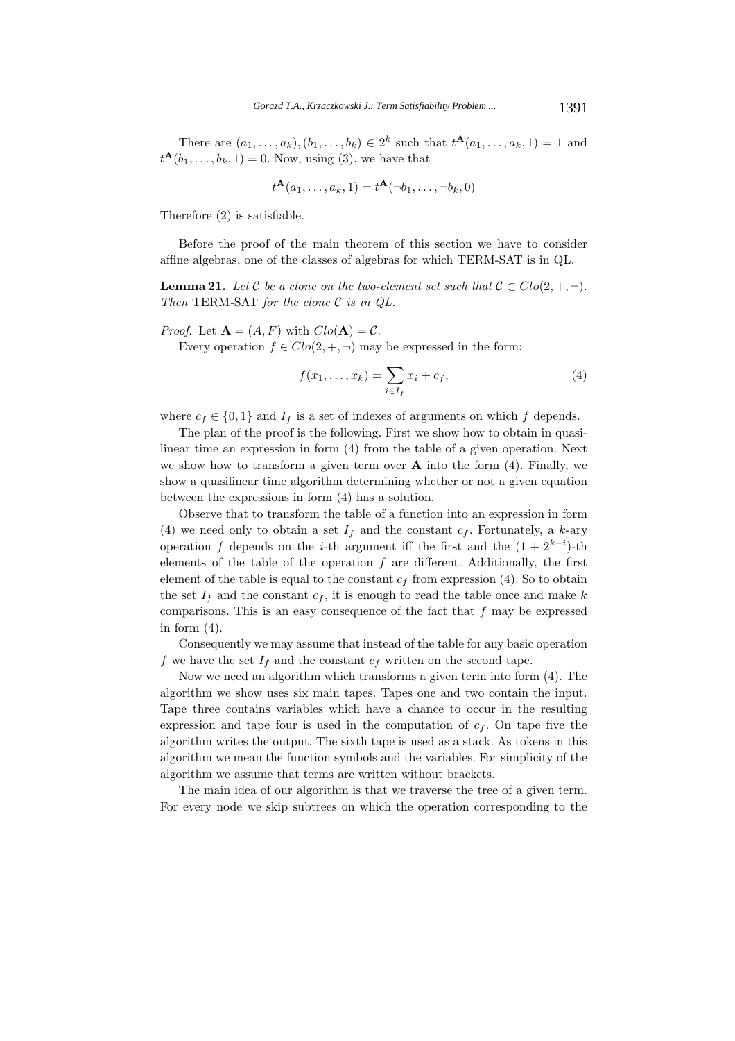There are $(a_1, \ldots, a_k), (b_1, \ldots, b_k) \in 2^k$ such that $t^{\mathbf{A}}(a_1, \ldots, a_k, 1) = 1$ and $t^{\mathbf{A}}(b_1, \ldots, b_k, 1) = 0$. Now, using (3), we have that

$$t^{\mathbf{A}}(a_1, \ldots, a_k, 1) = t^{\mathbf{A}}(\neg b_1, \ldots, \neg b_k, 0)$$

Therefore (2) is satisfiable.

Before the proof of the main theorem of this section we have to consider affine algebras, one of the classes of algebras for which TERM-SAT is in QL.

**Lemma 21.** *Let $\mathcal{C}$ be a clone on the two-element set such that $\mathcal{C} \subset Clo(2, +, \neg)$. Then* TERM-SAT *for the clone $\mathcal{C}$ is in QL.*

*Proof.* Let $\mathbf{A} = (A, F)$ with $Clo(\mathbf{A}) = \mathcal{C}$.

Every operation $f \in Clo(2, +, \neg)$ may be expressed in the form:

$$f(x_1, \ldots, x_k) = \sum_{i \in I_f} x_i + c_f, \tag{4}$$

where $c_f \in \{0, 1\}$ and $I_f$ is a set of indexes of arguments on which $f$ depends.

The plan of the proof is the following. First we show how to obtain in quasilinear time an expression in form (4) from the table of a given operation. Next we show how to transform a given term over $\mathbf{A}$ into the form (4). Finally, we show a quasilinear time algorithm determining whether or not a given equation between the expressions in form (4) has a solution.

Observe that to transform the table of a function into an expression in form (4) we need only to obtain a set $I_f$ and the constant $c_f$. Fortunately, a $k$-ary operation $f$ depends on the $i$-th argument iff the first and the $(1 + 2^{k-i})$-th elements of the table of the operation $f$ are different. Additionally, the first element of the table is equal to the constant $c_f$ from expression (4). So to obtain the set $I_f$ and the constant $c_f$, it is enough to read the table once and make $k$ comparisons. This is an easy consequence of the fact that $f$ may be expressed in form (4).

Consequently we may assume that instead of the table for any basic operation $f$ we have the set $I_f$ and the constant $c_f$ written on the second tape.

Now we need an algorithm which transforms a given term into form (4). The algorithm we show uses six main tapes. Tapes one and two contain the input. Tape three contains variables which have a chance to occur in the resulting expression and tape four is used in the computation of $c_f$. On tape five the algorithm writes the output. The sixth tape is used as a stack. As tokens in this algorithm we mean the function symbols and the variables. For simplicity of the algorithm we assume that terms are written without brackets.

The main idea of our algorithm is that we traverse the tree of a given term. For every node we skip subtrees on which the operation corresponding to the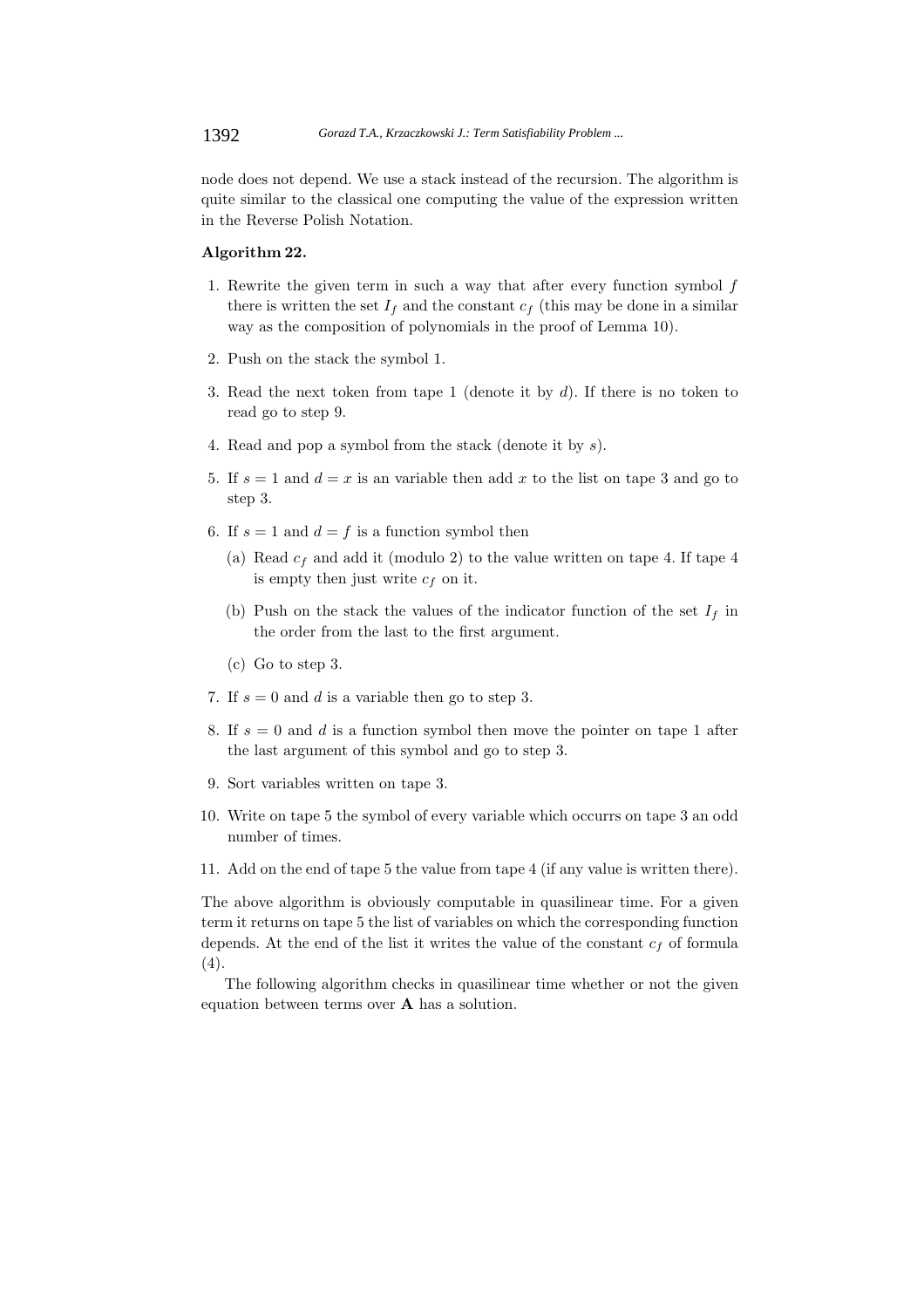node does not depend. We use a stack instead of the recursion. The algorithm is quite similar to the classical one computing the value of the expression written in the Reverse Polish Notation.

**Algorithm 22.**

1. Rewrite the given term in such a way that after every function symbol $f$ there is written the set $I_f$ and the constant $c_f$ (this may be done in a similar way as the composition of polynomials in the proof of Lemma 10).
2. Push on the stack the symbol 1.
3. Read the next token from tape 1 (denote it by $d$). If there is no token to read go to step 9.
4. Read and pop a symbol from the stack (denote it by $s$).
5. If $s = 1$ and $d = x$ is an variable then add $x$ to the list on tape 3 and go to step 3.
6. If $s = 1$ and $d = f$ is a function symbol then
   (a) Read $c_f$ and add it (modulo 2) to the value written on tape 4. If tape 4 is empty then just write $c_f$ on it.
   (b) Push on the stack the values of the indicator function of the set $I_f$ in the order from the last to the first argument.
   (c) Go to step 3.
7. If $s = 0$ and $d$ is a variable then go to step 3.
8. If $s = 0$ and $d$ is a function symbol then move the pointer on tape 1 after the last argument of this symbol and go to step 3.
9. Sort variables written on tape 3.
10. Write on tape 5 the symbol of every variable which occurrs on tape 3 an odd number of times.
11. Add on the end of tape 5 the value from tape 4 (if any value is written there).

The above algorithm is obviously computable in quasilinear time. For a given term it returns on tape 5 the list of variables on which the corresponding function depends. At the end of the list it writes the value of the constant $c_f$ of formula (4).

The following algorithm checks in quasilinear time whether or not the given equation between terms over **A** has a solution.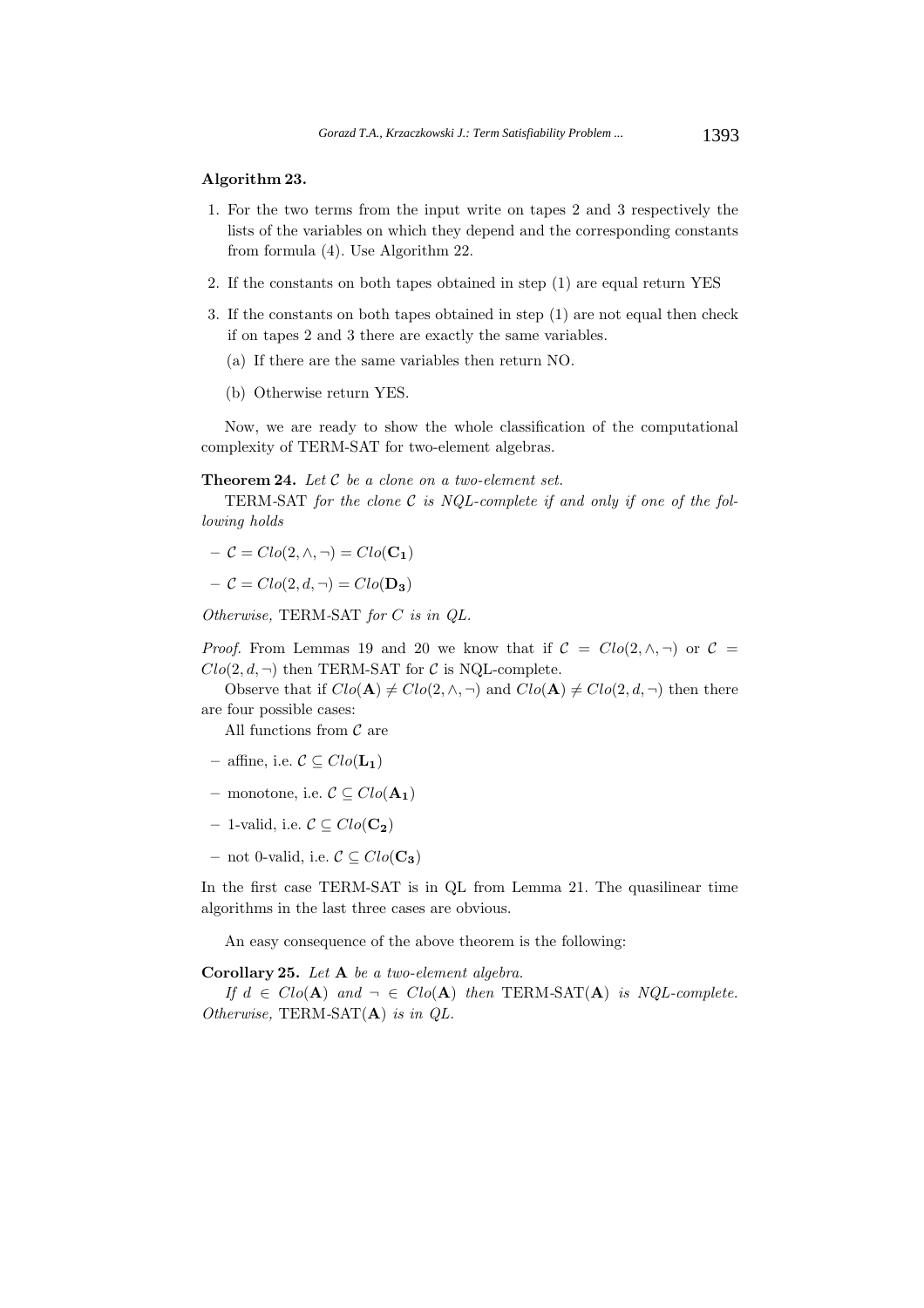**Algorithm 23.**

1. For the two terms from the input write on tapes 2 and 3 respectively the lists of the variables on which they depend and the corresponding constants from formula (4). Use Algorithm 22.
2. If the constants on both tapes obtained in step (1) are equal return YES
3. If the constants on both tapes obtained in step (1) are not equal then check if on tapes 2 and 3 there are exactly the same variables.
   (a) If there are the same variables then return NO.
   (b) Otherwise return YES.

Now, we are ready to show the whole classification of the computational complexity of TERM-SAT for two-element algebras.

**Theorem 24.** *Let $\mathcal{C}$ be a clone on a two-element set.*

TERM-SAT *for the clone $\mathcal{C}$ is NQL-complete if and only if one of the following holds*

– $\mathcal{C} = Clo(2, \wedge, \neg) = Clo(\mathbf{C_1})$

– $\mathcal{C} = Clo(2, d, \neg) = Clo(\mathbf{D_3})$

*Otherwise,* TERM-SAT *for $C$ is in QL.*

*Proof.* From Lemmas 19 and 20 we know that if $\mathcal{C} = Clo(2, \wedge, \neg)$ or $\mathcal{C} = Clo(2, d, \neg)$ then TERM-SAT for $\mathcal{C}$ is NQL-complete.

Observe that if $Clo(\mathbf{A}) \neq Clo(2, \wedge, \neg)$ and $Clo(\mathbf{A}) \neq Clo(2, d, \neg)$ then there are four possible cases:

All functions from $\mathcal{C}$ are

– affine, i.e. $\mathcal{C} \subseteq Clo(\mathbf{L_1})$

– monotone, i.e. $\mathcal{C} \subseteq Clo(\mathbf{A_1})$

– 1-valid, i.e. $\mathcal{C} \subseteq Clo(\mathbf{C_2})$

– not 0-valid, i.e. $\mathcal{C} \subseteq Clo(\mathbf{C_3})$

In the first case TERM-SAT is in QL from Lemma 21. The quasilinear time algorithms in the last three cases are obvious.

An easy consequence of the above theorem is the following:

**Corollary 25.** *Let $\mathbf{A}$ be a two-element algebra.*

*If $d \in Clo(\mathbf{A})$ and $\neg \in Clo(\mathbf{A})$ then* TERM-SAT($\mathbf{A}$) *is NQL-complete. Otherwise,* TERM-SAT($\mathbf{A}$) *is in QL.*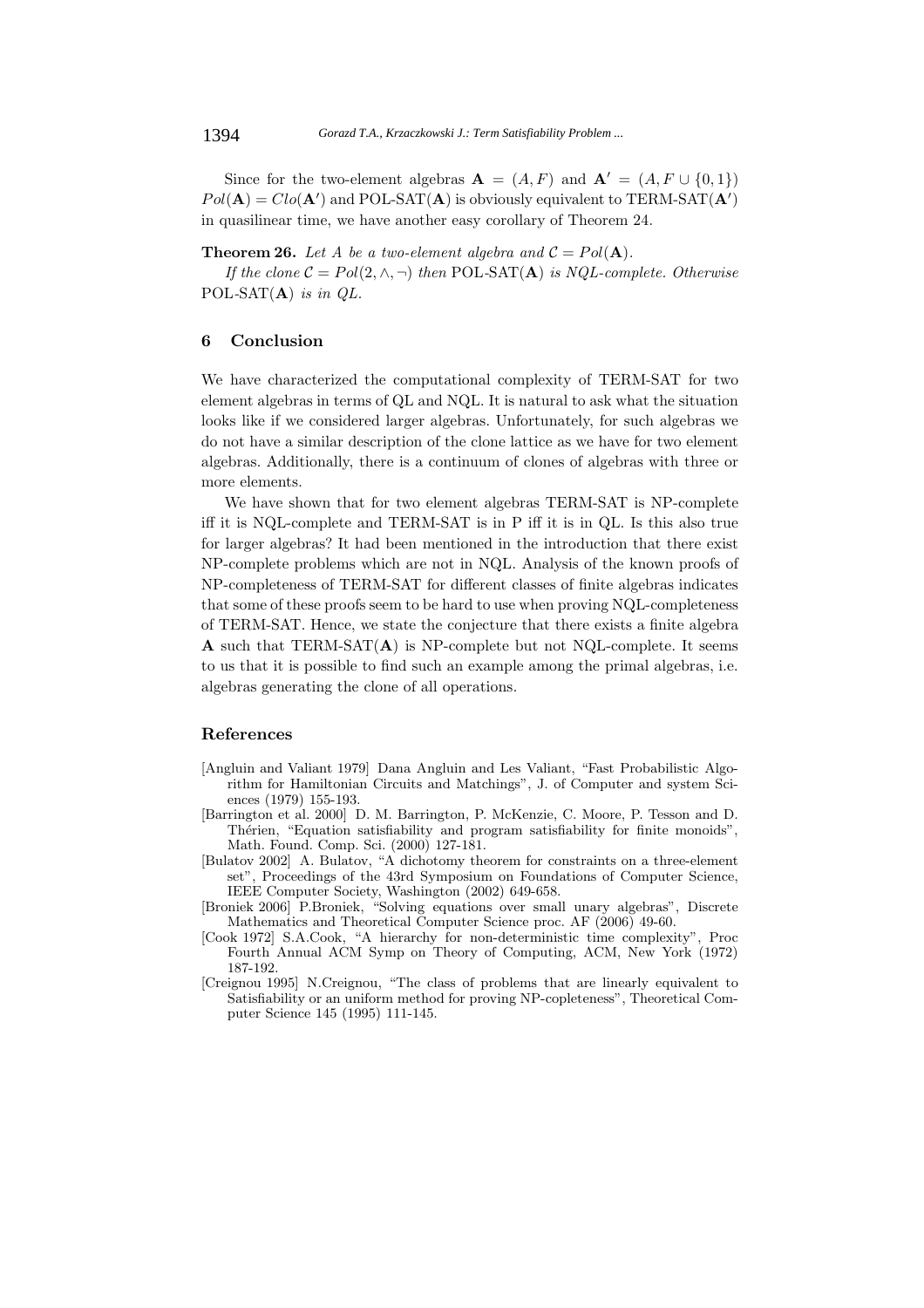Since for the two-element algebras $\mathbf{A} = (A, F)$ and $\mathbf{A}' = (A, F \cup \{0, 1\})$ $Pol(\mathbf{A}) = Clo(\mathbf{A}')$ and POL-SAT($\mathbf{A}$) is obviously equivalent to TERM-SAT($\mathbf{A}'$) in quasilinear time, we have another easy corollary of Theorem 24.

**Theorem 26.** *Let $A$ be a two-element algebra and $\mathcal{C} = Pol(\mathbf{A})$.*

*If the clone $\mathcal{C} = Pol(2, \wedge, \neg)$ then* POL-SAT($\mathbf{A}$) *is NQL-complete. Otherwise* POL-SAT($\mathbf{A}$) *is in QL.*

## 6 Conclusion

We have characterized the computational complexity of TERM-SAT for two element algebras in terms of QL and NQL. It is natural to ask what the situation looks like if we considered larger algebras. Unfortunately, for such algebras we do not have a similar description of the clone lattice as we have for two element algebras. Additionally, there is a continuum of clones of algebras with three or more elements.

We have shown that for two element algebras TERM-SAT is NP-complete iff it is NQL-complete and TERM-SAT is in P iff it is in QL. Is this also true for larger algebras? It had been mentioned in the introduction that there exist NP-complete problems which are not in NQL. Analysis of the known proofs of NP-completeness of TERM-SAT for different classes of finite algebras indicates that some of these proofs seem to be hard to use when proving NQL-completeness of TERM-SAT. Hence, we state the conjecture that there exists a finite algebra $\mathbf{A}$ such that TERM-SAT($\mathbf{A}$) is NP-complete but not NQL-complete. It seems to us that it is possible to find such an example among the primal algebras, i.e. algebras generating the clone of all operations.

## References

[Angluin and Valiant 1979] Dana Angluin and Les Valiant, "Fast Probabilistic Algorithm for Hamiltonian Circuits and Matchings", J. of Computer and system Sciences (1979) 155-193.

[Barrington et al. 2000] D. M. Barrington, P. McKenzie, C. Moore, P. Tesson and D. Thérien, "Equation satisfiability and program satisfiability for finite monoids", Math. Found. Comp. Sci. (2000) 127-181.

[Bulatov 2002] A. Bulatov, "A dichotomy theorem for constraints on a three-element set", Proceedings of the 43rd Symposium on Foundations of Computer Science, IEEE Computer Society, Washington (2002) 649-658.

[Broniek 2006] P.Broniek, "Solving equations over small unary algebras", Discrete Mathematics and Theoretical Computer Science proc. AF (2006) 49-60.

[Cook 1972] S.A.Cook, "A hierarchy for non-deterministic time complexity", Proc Fourth Annual ACM Symp on Theory of Computing, ACM, New York (1972) 187-192.

[Creignou 1995] N.Creignou, "The class of problems that are linearly equivalent to Satisfiability or an uniform method for proving NP-copleteness", Theoretical Computer Science 145 (1995) 111-145.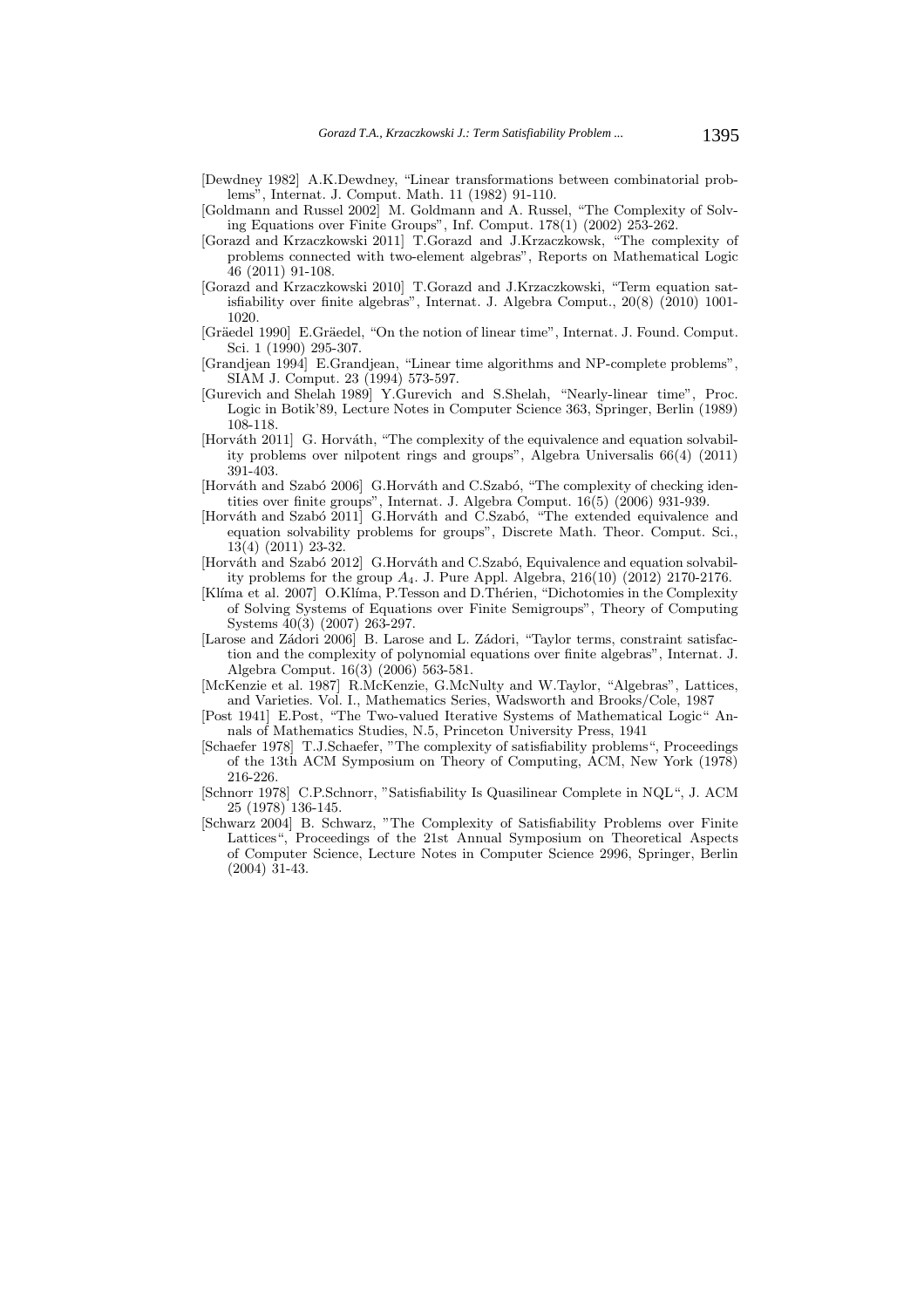[Dewdney 1982] A.K.Dewdney, "Linear transformations between combinatorial problems", Internat. J. Comput. Math. 11 (1982) 91-110.

[Goldmann and Russel 2002] M. Goldmann and A. Russel, "The Complexity of Solving Equations over Finite Groups", Inf. Comput. 178(1) (2002) 253-262.

[Gorazd and Krzaczkowski 2011] T.Gorazd and J.Krzaczkowsk, "The complexity of problems connected with two-element algebras", Reports on Mathematical Logic 46 (2011) 91-108.

[Gorazd and Krzaczkowski 2010] T.Gorazd and J.Krzaczkowski, "Term equation satisfiability over finite algebras", Internat. J. Algebra Comput., 20(8) (2010) 1001-1020.

[Gräedel 1990] E.Gräedel, "On the notion of linear time", Internat. J. Found. Comput. Sci. 1 (1990) 295-307.

[Grandjean 1994] E.Grandjean, "Linear time algorithms and NP-complete problems", SIAM J. Comput. 23 (1994) 573-597.

[Gurevich and Shelah 1989] Y.Gurevich and S.Shelah, "Nearly-linear time", Proc. Logic in Botik'89, Lecture Notes in Computer Science 363, Springer, Berlin (1989) 108-118.

[Horváth 2011] G. Horváth, "The complexity of the equivalence and equation solvability problems over nilpotent rings and groups", Algebra Universalis 66(4) (2011) 391-403.

[Horváth and Szabó 2006] G.Horváth and C.Szabó, "The complexity of checking identities over finite groups", Internat. J. Algebra Comput. 16(5) (2006) 931-939.

[Horváth and Szabó 2011] G.Horváth and C.Szabó, "The extended equivalence and equation solvability problems for groups", Discrete Math. Theor. Comput. Sci., 13(4) (2011) 23-32.

[Horváth and Szabó 2012] G.Horváth and C.Szabó, Equivalence and equation solvability problems for the group $A_4$. J. Pure Appl. Algebra, 216(10) (2012) 2170-2176.

[Klíma et al. 2007] O.Klíma, P.Tesson and D.Thérien, "Dichotomies in the Complexity of Solving Systems of Equations over Finite Semigroups", Theory of Computing Systems 40(3) (2007) 263-297.

[Larose and Zádori 2006] B. Larose and L. Zádori, "Taylor terms, constraint satisfaction and the complexity of polynomial equations over finite algebras", Internat. J. Algebra Comput. 16(3) (2006) 563-581.

[McKenzie et al. 1987] R.McKenzie, G.McNulty and W.Taylor, "Algebras", Lattices, and Varieties. Vol. I., Mathematics Series, Wadsworth and Brooks/Cole, 1987

[Post 1941] E.Post, "The Two-valued Iterative Systems of Mathematical Logic" Annals of Mathematics Studies, N.5, Princeton University Press, 1941

[Schaefer 1978] T.J.Schaefer, "The complexity of satisfiability problems", Proceedings of the 13th ACM Symposium on Theory of Computing, ACM, New York (1978) 216-226.

[Schnorr 1978] C.P.Schnorr, "Satisfiability Is Quasilinear Complete in NQL", J. ACM 25 (1978) 136-145.

[Schwarz 2004] B. Schwarz, "The Complexity of Satisfiability Problems over Finite Lattices", Proceedings of the 21st Annual Symposium on Theoretical Aspects of Computer Science, Lecture Notes in Computer Science 2996, Springer, Berlin (2004) 31-43.